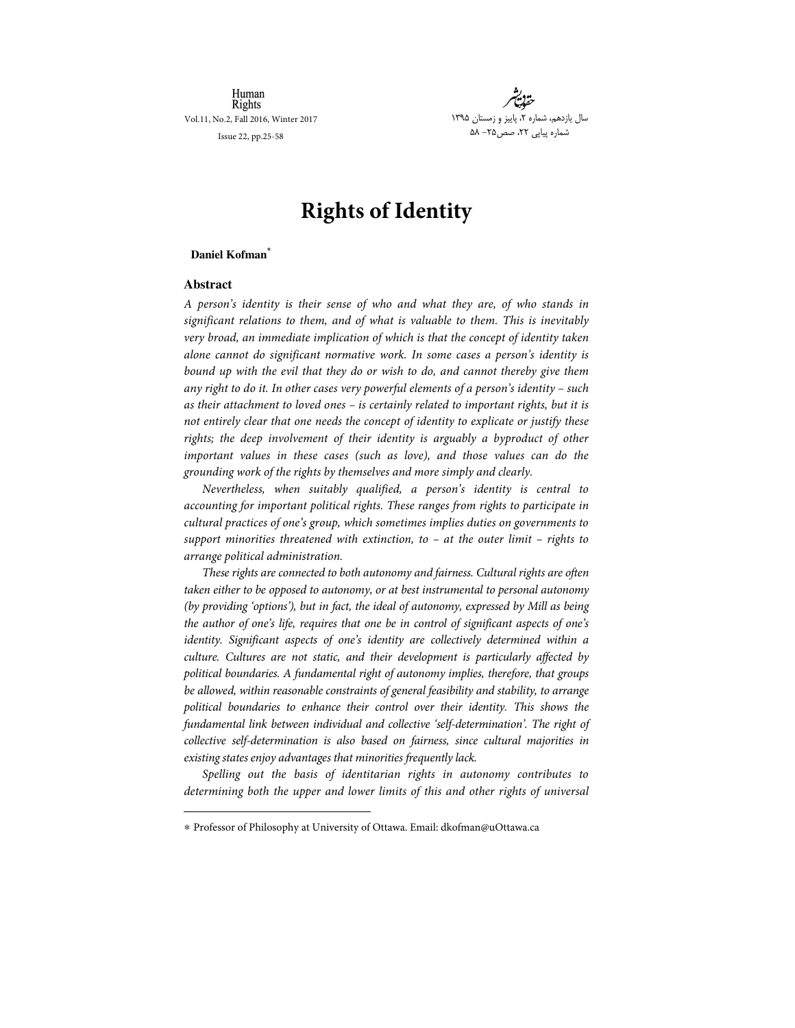# Rights of Identity

**Daniel Kofman**[*]

## Abstract

*A person's identity is their sense of who and what they are, of who stands in significant relations to them, and of what is valuable to them. This is inevitably very broad, an immediate implication of which is that the concept of identity taken alone cannot do significant normative work. In some cases a person's identity is bound up with the evil that they do or wish to do, and cannot thereby give them any right to do it. In other cases very powerful elements of a person's identity – such as their attachment to loved ones – is certainly related to important rights, but it is not entirely clear that one needs the concept of identity to explicate or justify these rights; the deep involvement of their identity is arguably a byproduct of other important values in these cases (such as love), and those values can do the grounding work of the rights by themselves and more simply and clearly.*

*Nevertheless, when suitably qualified, a person's identity is central to accounting for important political rights. These ranges from rights to participate in cultural practices of one's group, which sometimes implies duties on governments to support minorities threatened with extinction, to – at the outer limit – rights to arrange political administration.*

*These rights are connected to both autonomy and fairness. Cultural rights are often taken either to be opposed to autonomy, or at best instrumental to personal autonomy (by providing 'options'), but in fact, the ideal of autonomy, expressed by Mill as being the author of one's life, requires that one be in control of significant aspects of one's identity. Significant aspects of one's identity are collectively determined within a culture. Cultures are not static, and their development is particularly affected by political boundaries. A fundamental right of autonomy implies, therefore, that groups be allowed, within reasonable constraints of general feasibility and stability, to arrange political boundaries to enhance their control over their identity. This shows the fundamental link between individual and collective 'self-determination'. The right of collective self-determination is also based on fairness, since cultural majorities in existing states enjoy advantages that minorities frequently lack.*

*Spelling out the basis of identitarian rights in autonomy contributes to determining both the upper and lower limits of this and other rights of universal*

---

[*] Professor of Philosophy at University of Ottawa. Email: dkofman@uOttawa.ca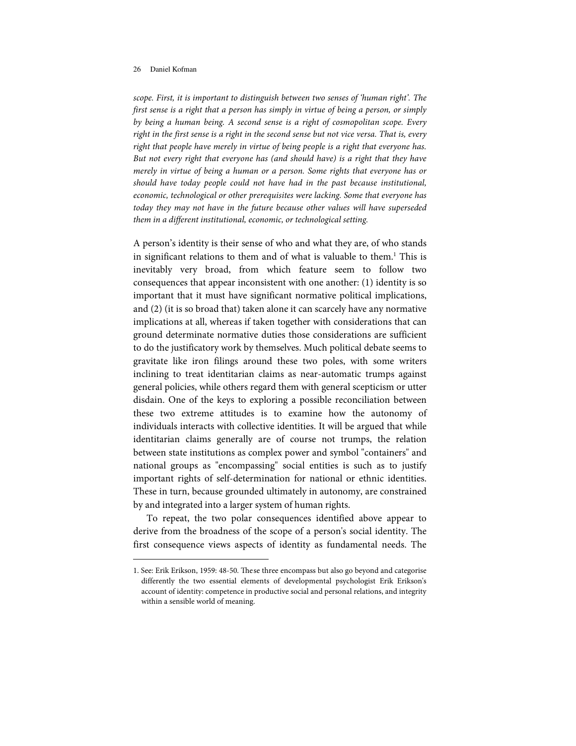*scope. First, it is important to distinguish between two senses of 'human right'. The first sense is a right that a person has simply in virtue of being a person, or simply by being a human being. A second sense is a right of cosmopolitan scope. Every right in the first sense is a right in the second sense but not vice versa. That is, every right that people have merely in virtue of being people is a right that everyone has. But not every right that everyone has (and should have) is a right that they have merely in virtue of being a human or a person. Some rights that everyone has or should have today people could not have had in the past because institutional, economic, technological or other prerequisites were lacking. Some that everyone has today they may not have in the future because other values will have superseded them in a different institutional, economic, or technological setting.*

A person's identity is their sense of who and what they are, of who stands in significant relations to them and of what is valuable to them.[1] This is inevitably very broad, from which feature seem to follow two consequences that appear inconsistent with one another: (1) identity is so important that it must have significant normative political implications, and (2) (it is so broad that) taken alone it can scarcely have any normative implications at all, whereas if taken together with considerations that can ground determinate normative duties those considerations are sufficient to do the justificatory work by themselves. Much political debate seems to gravitate like iron filings around these two poles, with some writers inclining to treat identitarian claims as near-automatic trumps against general policies, while others regard them with general scepticism or utter disdain. One of the keys to exploring a possible reconciliation between these two extreme attitudes is to examine how the autonomy of individuals interacts with collective identities. It will be argued that while identitarian claims generally are of course not trumps, the relation between state institutions as complex power and symbol "containers" and national groups as "encompassing" social entities is such as to justify important rights of self-determination for national or ethnic identities. These in turn, because grounded ultimately in autonomy, are constrained by and integrated into a larger system of human rights.

To repeat, the two polar consequences identified above appear to derive from the broadness of the scope of a person's social identity. The first consequence views aspects of identity as fundamental needs. The

---

1. See: Erik Erikson, 1959: 48-50. These three encompass but also go beyond and categorise differently the two essential elements of developmental psychologist Erik Erikson's account of identity: competence in productive social and personal relations, and integrity within a sensible world of meaning.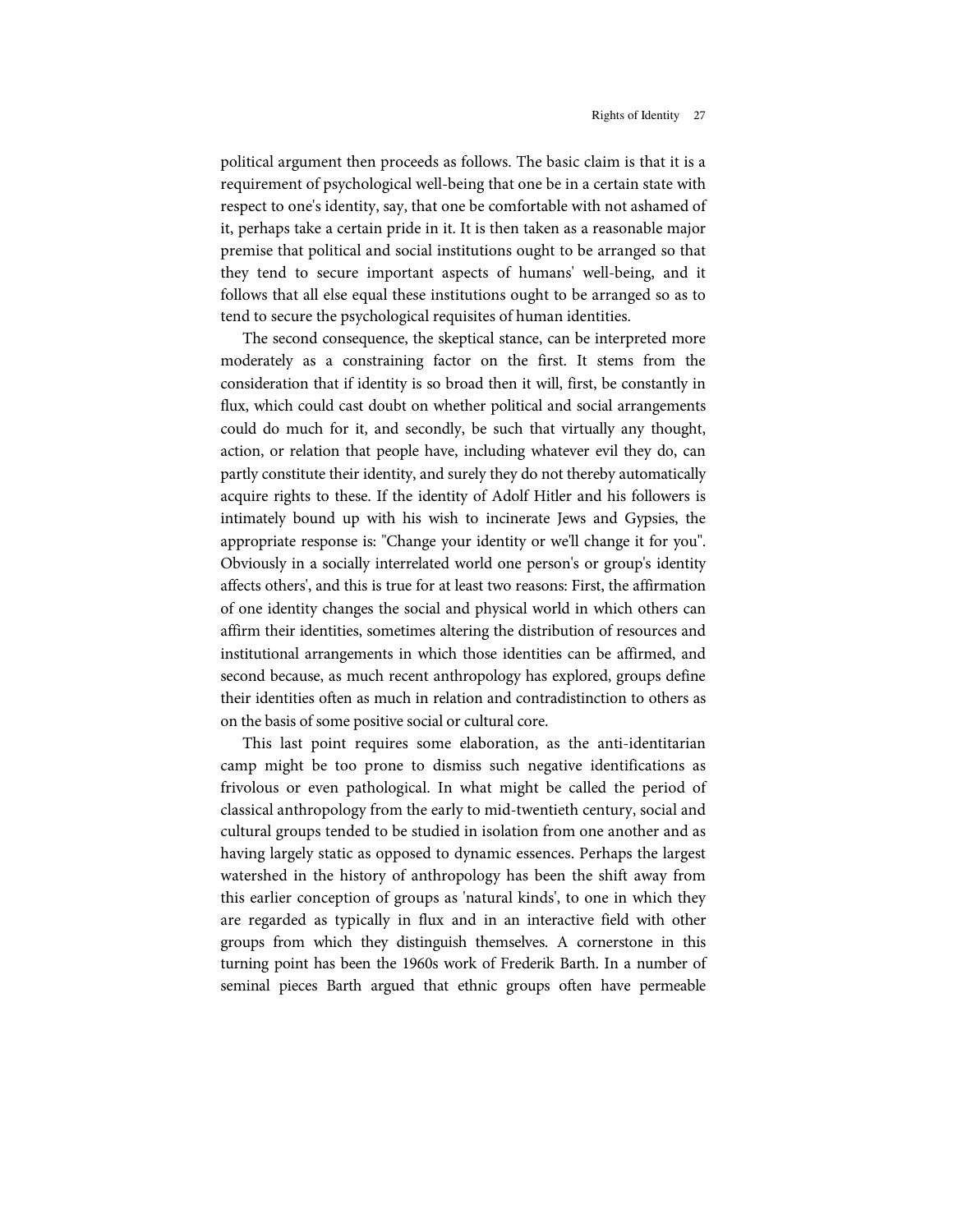political argument then proceeds as follows. The basic claim is that it is a requirement of psychological well-being that one be in a certain state with respect to one's identity, say, that one be comfortable with not ashamed of it, perhaps take a certain pride in it. It is then taken as a reasonable major premise that political and social institutions ought to be arranged so that they tend to secure important aspects of humans' well-being, and it follows that all else equal these institutions ought to be arranged so as to tend to secure the psychological requisites of human identities.

The second consequence, the skeptical stance, can be interpreted more moderately as a constraining factor on the first. It stems from the consideration that if identity is so broad then it will, first, be constantly in flux, which could cast doubt on whether political and social arrangements could do much for it, and secondly, be such that virtually any thought, action, or relation that people have, including whatever evil they do, can partly constitute their identity, and surely they do not thereby automatically acquire rights to these. If the identity of Adolf Hitler and his followers is intimately bound up with his wish to incinerate Jews and Gypsies, the appropriate response is: "Change your identity or we'll change it for you". Obviously in a socially interrelated world one person's or group's identity affects others', and this is true for at least two reasons: First, the affirmation of one identity changes the social and physical world in which others can affirm their identities, sometimes altering the distribution of resources and institutional arrangements in which those identities can be affirmed, and second because, as much recent anthropology has explored, groups define their identities often as much in relation and contradistinction to others as on the basis of some positive social or cultural core.

This last point requires some elaboration, as the anti-identitarian camp might be too prone to dismiss such negative identifications as frivolous or even pathological. In what might be called the period of classical anthropology from the early to mid-twentieth century, social and cultural groups tended to be studied in isolation from one another and as having largely static as opposed to dynamic essences. Perhaps the largest watershed in the history of anthropology has been the shift away from this earlier conception of groups as 'natural kinds', to one in which they are regarded as typically in flux and in an interactive field with other groups from which they distinguish themselves. A cornerstone in this turning point has been the 1960s work of Frederik Barth. In a number of seminal pieces Barth argued that ethnic groups often have permeable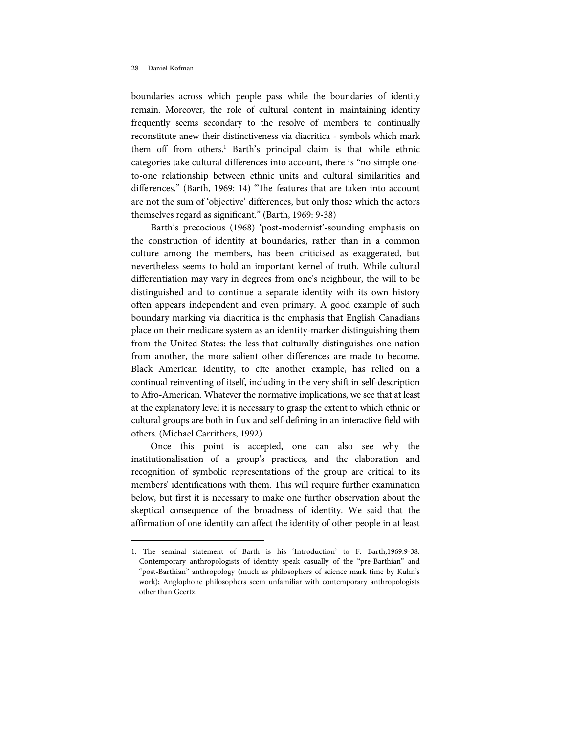boundaries across which people pass while the boundaries of identity remain. Moreover, the role of cultural content in maintaining identity frequently seems secondary to the resolve of members to continually reconstitute anew their distinctiveness via diacritica - symbols which mark them off from others.[1] Barth's principal claim is that while ethnic categories take cultural differences into account, there is "no simple one-to-one relationship between ethnic units and cultural similarities and differences." (Barth, 1969: 14) "The features that are taken into account are not the sum of 'objective' differences, but only those which the actors themselves regard as significant." (Barth, 1969: 9-38)

Barth's precocious (1968) 'post-modernist'-sounding emphasis on the construction of identity at boundaries, rather than in a common culture among the members, has been criticised as exaggerated, but nevertheless seems to hold an important kernel of truth. While cultural differentiation may vary in degrees from one's neighbour, the will to be distinguished and to continue a separate identity with its own history often appears independent and even primary. A good example of such boundary marking via diacritica is the emphasis that English Canadians place on their medicare system as an identity-marker distinguishing them from the United States: the less that culturally distinguishes one nation from another, the more salient other differences are made to become. Black American identity, to cite another example, has relied on a continual reinventing of itself, including in the very shift in self-description to Afro-American. Whatever the normative implications, we see that at least at the explanatory level it is necessary to grasp the extent to which ethnic or cultural groups are both in flux and self-defining in an interactive field with others. (Michael Carrithers, 1992)

Once this point is accepted, one can also see why the institutionalisation of a group's practices, and the elaboration and recognition of symbolic representations of the group are critical to its members' identifications with them. This will require further examination below, but first it is necessary to make one further observation about the skeptical consequence of the broadness of identity. We said that the affirmation of one identity can affect the identity of other people in at least

---

1. The seminal statement of Barth is his 'Introduction' to F. Barth,1969:9-38. Contemporary anthropologists of identity speak casually of the "pre-Barthian" and "post-Barthian" anthropology (much as philosophers of science mark time by Kuhn's work); Anglophone philosophers seem unfamiliar with contemporary anthropologists other than Geertz.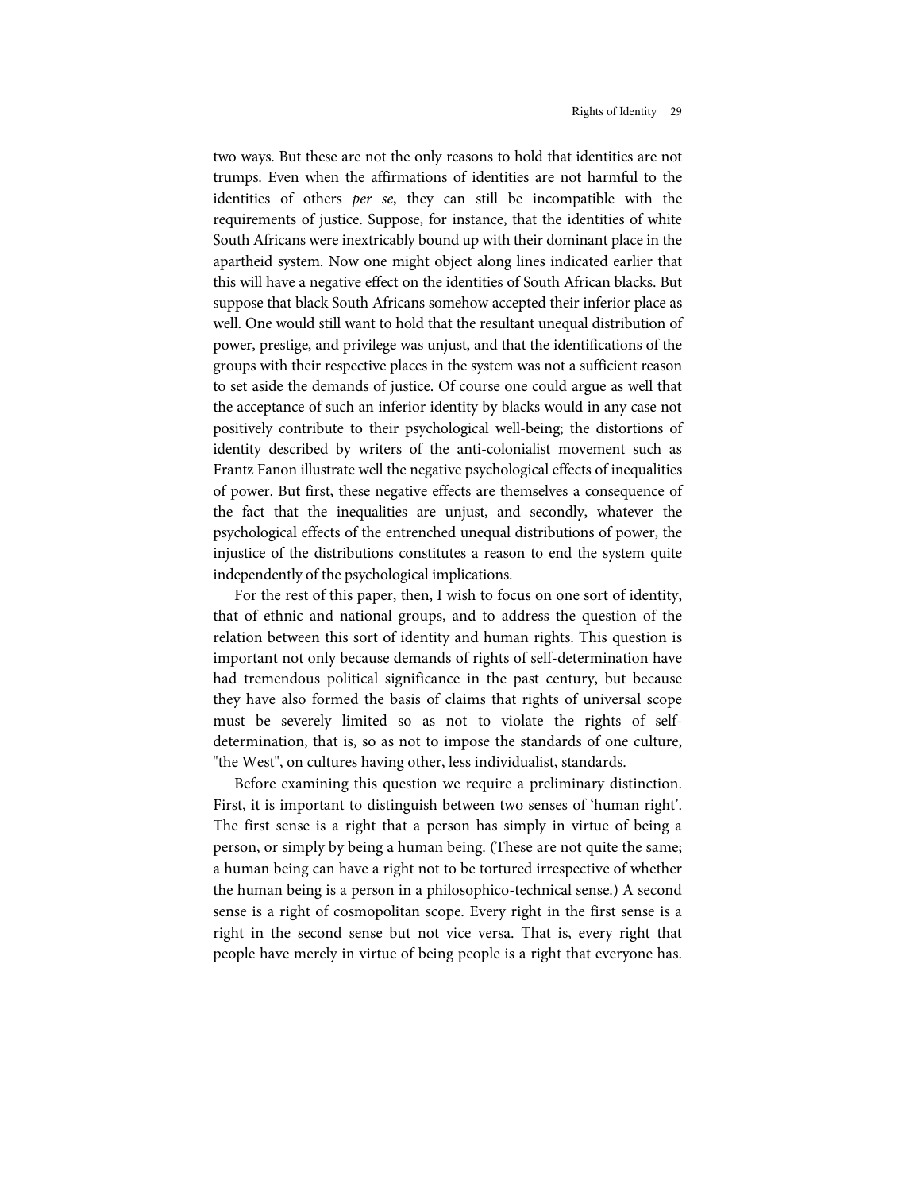two ways. But these are not the only reasons to hold that identities are not trumps. Even when the affirmations of identities are not harmful to the identities of others *per se*, they can still be incompatible with the requirements of justice. Suppose, for instance, that the identities of white South Africans were inextricably bound up with their dominant place in the apartheid system. Now one might object along lines indicated earlier that this will have a negative effect on the identities of South African blacks. But suppose that black South Africans somehow accepted their inferior place as well. One would still want to hold that the resultant unequal distribution of power, prestige, and privilege was unjust, and that the identifications of the groups with their respective places in the system was not a sufficient reason to set aside the demands of justice. Of course one could argue as well that the acceptance of such an inferior identity by blacks would in any case not positively contribute to their psychological well-being; the distortions of identity described by writers of the anti-colonialist movement such as Frantz Fanon illustrate well the negative psychological effects of inequalities of power. But first, these negative effects are themselves a consequence of the fact that the inequalities are unjust, and secondly, whatever the psychological effects of the entrenched unequal distributions of power, the injustice of the distributions constitutes a reason to end the system quite independently of the psychological implications.

For the rest of this paper, then, I wish to focus on one sort of identity, that of ethnic and national groups, and to address the question of the relation between this sort of identity and human rights. This question is important not only because demands of rights of self-determination have had tremendous political significance in the past century, but because they have also formed the basis of claims that rights of universal scope must be severely limited so as not to violate the rights of self-determination, that is, so as not to impose the standards of one culture, "the West", on cultures having other, less individualist, standards.

Before examining this question we require a preliminary distinction. First, it is important to distinguish between two senses of 'human right'. The first sense is a right that a person has simply in virtue of being a person, or simply by being a human being. (These are not quite the same; a human being can have a right not to be tortured irrespective of whether the human being is a person in a philosophico-technical sense.) A second sense is a right of cosmopolitan scope. Every right in the first sense is a right in the second sense but not vice versa. That is, every right that people have merely in virtue of being people is a right that everyone has.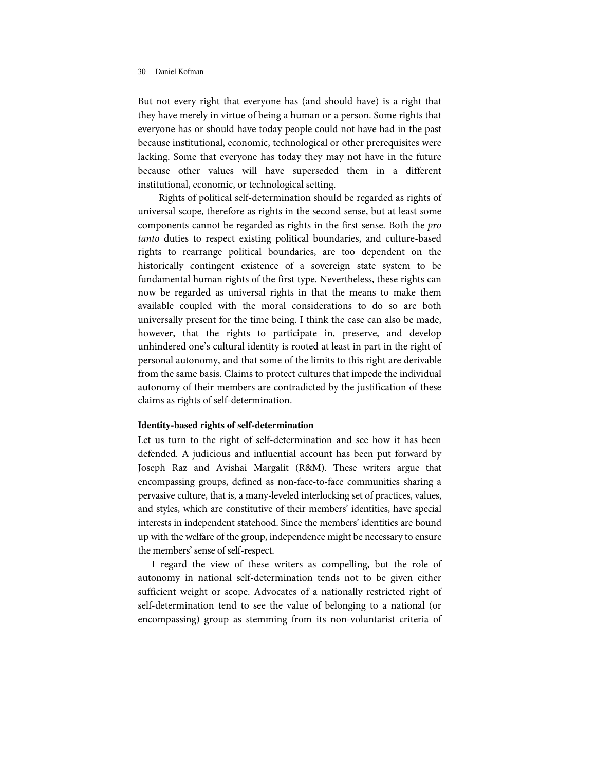But not every right that everyone has (and should have) is a right that they have merely in virtue of being a human or a person. Some rights that everyone has or should have today people could not have had in the past because institutional, economic, technological or other prerequisites were lacking. Some that everyone has today they may not have in the future because other values will have superseded them in a different institutional, economic, or technological setting.

Rights of political self-determination should be regarded as rights of universal scope, therefore as rights in the second sense, but at least some components cannot be regarded as rights in the first sense. Both the *pro tanto* duties to respect existing political boundaries, and culture-based rights to rearrange political boundaries, are too dependent on the historically contingent existence of a sovereign state system to be fundamental human rights of the first type. Nevertheless, these rights can now be regarded as universal rights in that the means to make them available coupled with the moral considerations to do so are both universally present for the time being. I think the case can also be made, however, that the rights to participate in, preserve, and develop unhindered one's cultural identity is rooted at least in part in the right of personal autonomy, and that some of the limits to this right are derivable from the same basis. Claims to protect cultures that impede the individual autonomy of their members are contradicted by the justification of these claims as rights of self-determination.

**Identity-based rights of self-determination**

Let us turn to the right of self-determination and see how it has been defended. A judicious and influential account has been put forward by Joseph Raz and Avishai Margalit (R&M). These writers argue that encompassing groups, defined as non-face-to-face communities sharing a pervasive culture, that is, a many-leveled interlocking set of practices, values, and styles, which are constitutive of their members' identities, have special interests in independent statehood. Since the members' identities are bound up with the welfare of the group, independence might be necessary to ensure the members' sense of self-respect.

I regard the view of these writers as compelling, but the role of autonomy in national self-determination tends not to be given either sufficient weight or scope. Advocates of a nationally restricted right of self-determination tend to see the value of belonging to a national (or encompassing) group as stemming from its non-voluntarist criteria of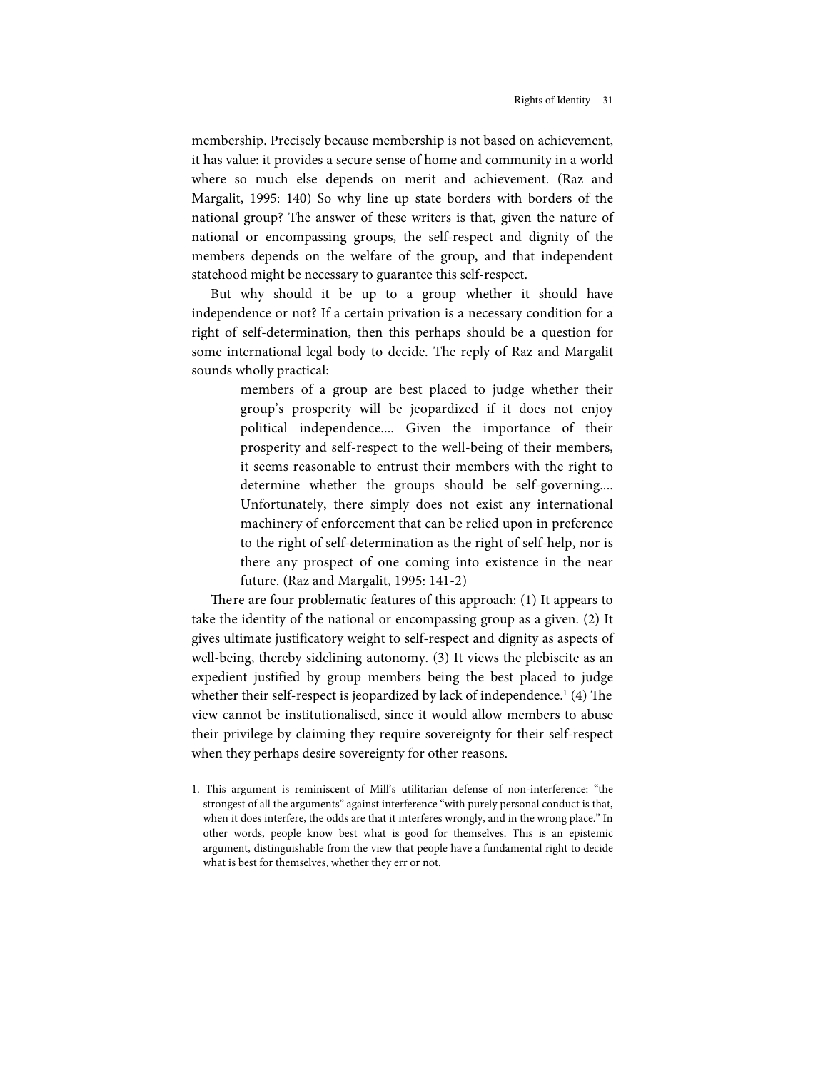membership. Precisely because membership is not based on achievement, it has value: it provides a secure sense of home and community in a world where so much else depends on merit and achievement. (Raz and Margalit, 1995: 140) So why line up state borders with borders of the national group? The answer of these writers is that, given the nature of national or encompassing groups, the self-respect and dignity of the members depends on the welfare of the group, and that independent statehood might be necessary to guarantee this self-respect.

But why should it be up to a group whether it should have independence or not? If a certain privation is a necessary condition for a right of self-determination, then this perhaps should be a question for some international legal body to decide. The reply of Raz and Margalit sounds wholly practical:

> members of a group are best placed to judge whether their group's prosperity will be jeopardized if it does not enjoy political independence.... Given the importance of their prosperity and self-respect to the well-being of their members, it seems reasonable to entrust their members with the right to determine whether the groups should be self-governing.... Unfortunately, there simply does not exist any international machinery of enforcement that can be relied upon in preference to the right of self-determination as the right of self-help, nor is there any prospect of one coming into existence in the near future. (Raz and Margalit, 1995: 141-2)

There are four problematic features of this approach: (1) It appears to take the identity of the national or encompassing group as a given. (2) It gives ultimate justificatory weight to self-respect and dignity as aspects of well-being, thereby sidelining autonomy. (3) It views the plebiscite as an expedient justified by group members being the best placed to judge whether their self-respect is jeopardized by lack of independence.[1] (4) The view cannot be institutionalised, since it would allow members to abuse their privilege by claiming they require sovereignty for their self-respect when they perhaps desire sovereignty for other reasons.

---

1. This argument is reminiscent of Mill's utilitarian defense of non-interference: "the strongest of all the arguments" against interference "with purely personal conduct is that, when it does interfere, the odds are that it interferes wrongly, and in the wrong place." In other words, people know best what is good for themselves. This is an epistemic argument, distinguishable from the view that people have a fundamental right to decide what is best for themselves, whether they err or not.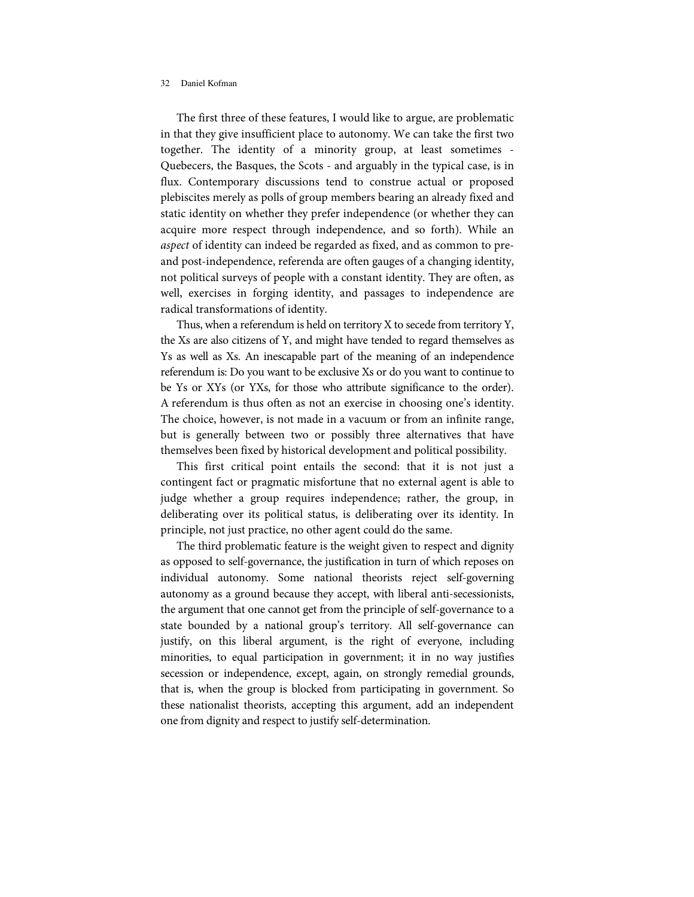The first three of these features, I would like to argue, are problematic in that they give insufficient place to autonomy. We can take the first two together. The identity of a minority group, at least sometimes - Quebecers, the Basques, the Scots - and arguably in the typical case, is in flux. Contemporary discussions tend to construe actual or proposed plebiscites merely as polls of group members bearing an already fixed and static identity on whether they prefer independence (or whether they can acquire more respect through independence, and so forth). While an *aspect* of identity can indeed be regarded as fixed, and as common to pre- and post-independence, referenda are often gauges of a changing identity, not political surveys of people with a constant identity. They are often, as well, exercises in forging identity, and passages to independence are radical transformations of identity.

Thus, when a referendum is held on territory X to secede from territory Y, the Xs are also citizens of Y, and might have tended to regard themselves as Ys as well as Xs. An inescapable part of the meaning of an independence referendum is: Do you want to be exclusive Xs or do you want to continue to be Ys or XYs (or YXs, for those who attribute significance to the order). A referendum is thus often as not an exercise in choosing one's identity. The choice, however, is not made in a vacuum or from an infinite range, but is generally between two or possibly three alternatives that have themselves been fixed by historical development and political possibility.

This first critical point entails the second: that it is not just a contingent fact or pragmatic misfortune that no external agent is able to judge whether a group requires independence; rather, the group, in deliberating over its political status, is deliberating over its identity. In principle, not just practice, no other agent could do the same.

The third problematic feature is the weight given to respect and dignity as opposed to self-governance, the justification in turn of which reposes on individual autonomy. Some national theorists reject self-governing autonomy as a ground because they accept, with liberal anti-secessionists, the argument that one cannot get from the principle of self-governance to a state bounded by a national group's territory. All self-governance can justify, on this liberal argument, is the right of everyone, including minorities, to equal participation in government; it in no way justifies secession or independence, except, again, on strongly remedial grounds, that is, when the group is blocked from participating in government. So these nationalist theorists, accepting this argument, add an independent one from dignity and respect to justify self-determination.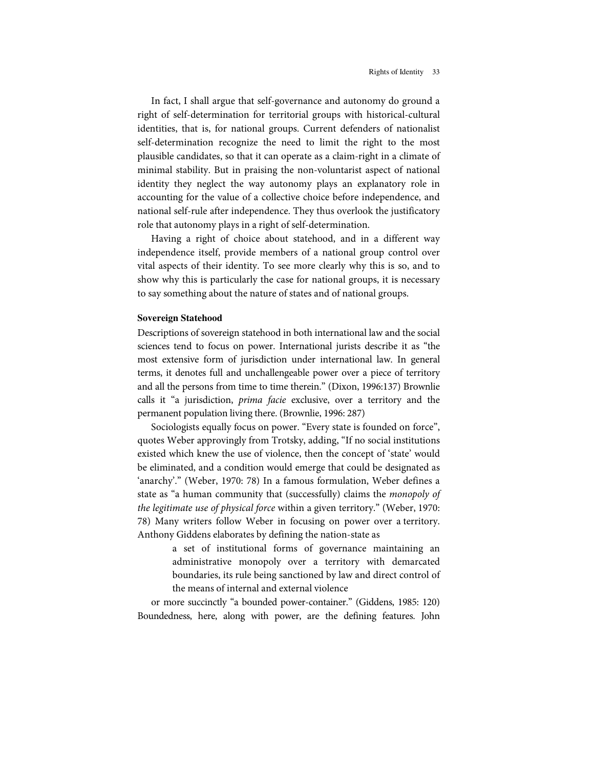In fact, I shall argue that self-governance and autonomy do ground a right of self-determination for territorial groups with historical-cultural identities, that is, for national groups. Current defenders of nationalist self-determination recognize the need to limit the right to the most plausible candidates, so that it can operate as a claim-right in a climate of minimal stability. But in praising the non-voluntarist aspect of national identity they neglect the way autonomy plays an explanatory role in accounting for the value of a collective choice before independence, and national self-rule after independence. They thus overlook the justificatory role that autonomy plays in a right of self-determination.

Having a right of choice about statehood, and in a different way independence itself, provide members of a national group control over vital aspects of their identity. To see more clearly why this is so, and to show why this is particularly the case for national groups, it is necessary to say something about the nature of states and of national groups.

**Sovereign Statehood**

Descriptions of sovereign statehood in both international law and the social sciences tend to focus on power. International jurists describe it as "the most extensive form of jurisdiction under international law. In general terms, it denotes full and unchallengeable power over a piece of territory and all the persons from time to time therein." (Dixon, 1996:137) Brownlie calls it "a jurisdiction, *prima facie* exclusive, over a territory and the permanent population living there. (Brownlie, 1996: 287)

Sociologists equally focus on power. "Every state is founded on force", quotes Weber approvingly from Trotsky, adding, "If no social institutions existed which knew the use of violence, then the concept of 'state' would be eliminated, and a condition would emerge that could be designated as 'anarchy'." (Weber, 1970: 78) In a famous formulation, Weber defines a state as "a human community that (successfully) claims the *monopoly of the legitimate use of physical force* within a given territory." (Weber, 1970: 78) Many writers follow Weber in focusing on power over a territory. Anthony Giddens elaborates by defining the nation-state as

> a set of institutional forms of governance maintaining an administrative monopoly over a territory with demarcated boundaries, its rule being sanctioned by law and direct control of the means of internal and external violence

or more succinctly "a bounded power-container." (Giddens, 1985: 120) Boundedness, here, along with power, are the defining features. John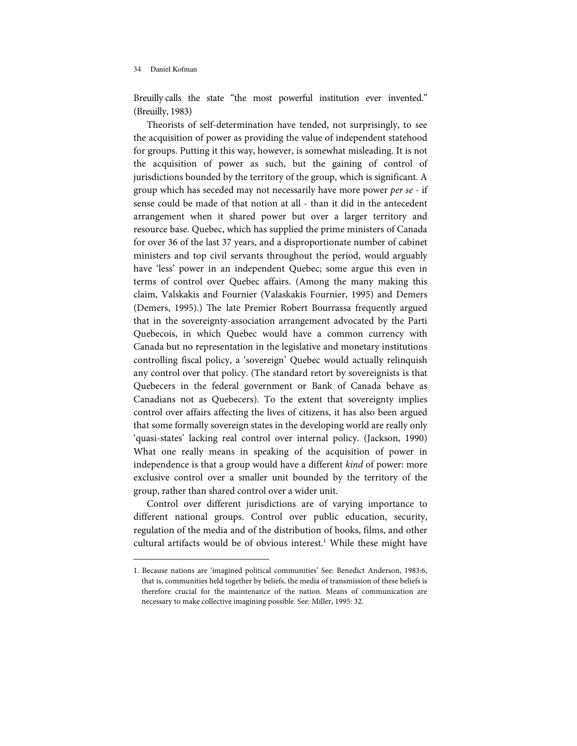Breuilly calls the state "the most powerful institution ever invented." (Breuilly, 1983)

Theorists of self-determination have tended, not surprisingly, to see the acquisition of power as providing the value of independent statehood for groups. Putting it this way, however, is somewhat misleading. It is not the acquisition of power as such, but the gaining of control of jurisdictions bounded by the territory of the group, which is significant. A group which has seceded may not necessarily have more power *per se* - if sense could be made of that notion at all - than it did in the antecedent arrangement when it shared power but over a larger territory and resource base. Quebec, which has supplied the prime ministers of Canada for over 36 of the last 37 years, and a disproportionate number of cabinet ministers and top civil servants throughout the period, would arguably have 'less' power in an independent Quebec; some argue this even in terms of control over Quebec affairs. (Among the many making this claim, Valskakis and Fournier (Valaskakis Fournier, 1995) and Demers (Demers, 1995).) The late Premier Robert Bourrassa frequently argued that in the sovereignty-association arrangement advocated by the Parti Quebecois, in which Quebec would have a common currency with Canada but no representation in the legislative and monetary institutions controlling fiscal policy, a 'sovereign' Quebec would actually relinquish any control over that policy. (The standard retort by sovereignists is that Quebecers in the federal government or Bank of Canada behave as Canadians not as Quebecers). To the extent that sovereignty implies control over affairs affecting the lives of citizens, it has also been argued that some formally sovereign states in the developing world are really only 'quasi-states' lacking real control over internal policy. (Jackson, 1990) What one really means in speaking of the acquisition of power in independence is that a group would have a different *kind* of power: more exclusive control over a smaller unit bounded by the territory of the group, rather than shared control over a wider unit.

Control over different jurisdictions are of varying importance to different national groups. Control over public education, security, regulation of the media and of the distribution of books, films, and other cultural artifacts would be of obvious interest.[1] While these might have

---

1. Because nations are 'imagined political communities' See: Benedict Anderson, 1983:6, that is, communities held together by beliefs, the media of transmission of these beliefs is therefore crucial for the maintenance of the nation. Means of communication are necessary to make collective imagining possible. See: Miller, 1995: 32.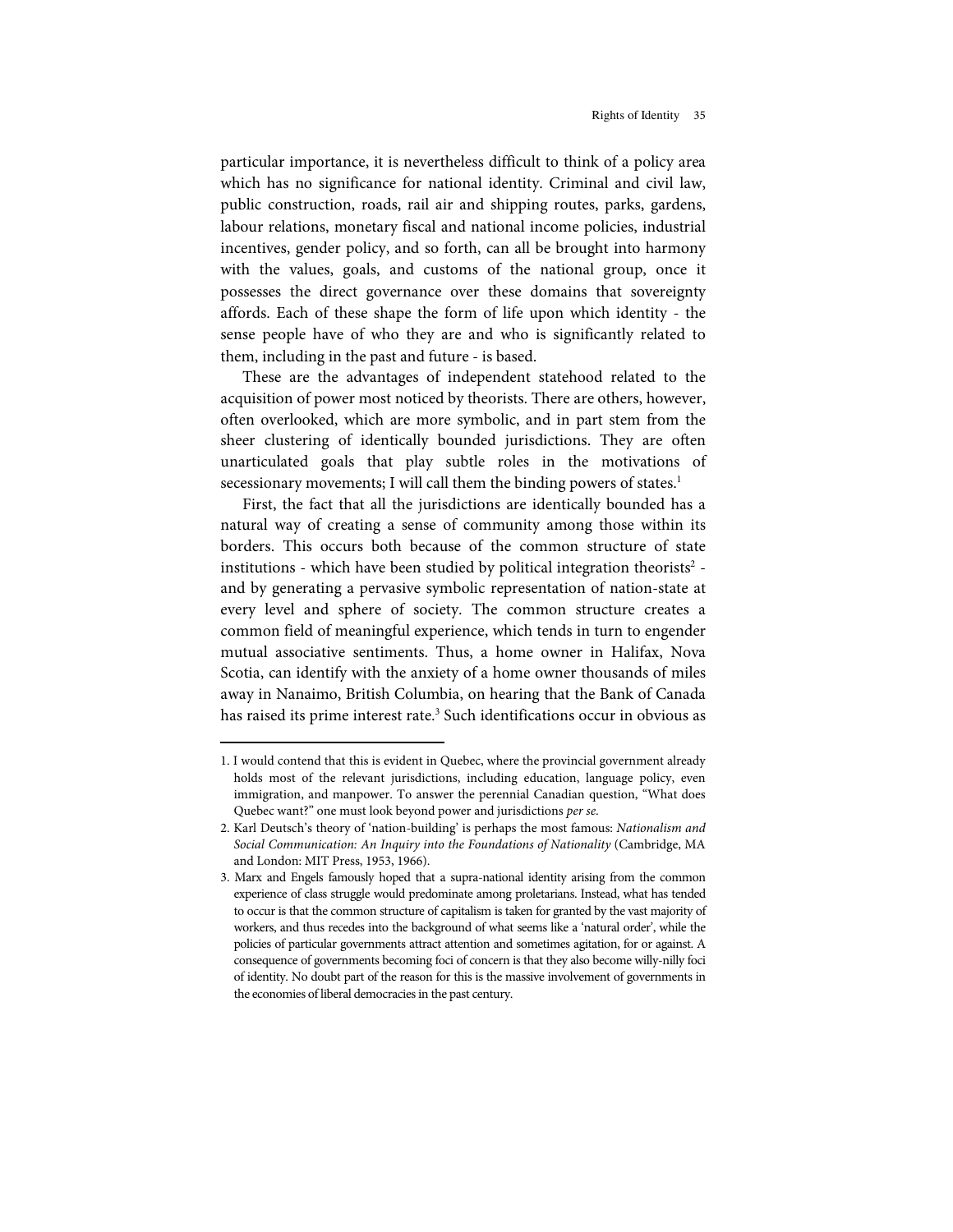particular importance, it is nevertheless difficult to think of a policy area which has no significance for national identity. Criminal and civil law, public construction, roads, rail air and shipping routes, parks, gardens, labour relations, monetary fiscal and national income policies, industrial incentives, gender policy, and so forth, can all be brought into harmony with the values, goals, and customs of the national group, once it possesses the direct governance over these domains that sovereignty affords. Each of these shape the form of life upon which identity - the sense people have of who they are and who is significantly related to them, including in the past and future - is based.

These are the advantages of independent statehood related to the acquisition of power most noticed by theorists. There are others, however, often overlooked, which are more symbolic, and in part stem from the sheer clustering of identically bounded jurisdictions. They are often unarticulated goals that play subtle roles in the motivations of secessionary movements; I will call them the binding powers of states.[1]

First, the fact that all the jurisdictions are identically bounded has a natural way of creating a sense of community among those within its borders. This occurs both because of the common structure of state institutions - which have been studied by political integration theorists[2] - and by generating a pervasive symbolic representation of nation-state at every level and sphere of society. The common structure creates a common field of meaningful experience, which tends in turn to engender mutual associative sentiments. Thus, a home owner in Halifax, Nova Scotia, can identify with the anxiety of a home owner thousands of miles away in Nanaimo, British Columbia, on hearing that the Bank of Canada has raised its prime interest rate.[3] Such identifications occur in obvious as

---

1. I would contend that this is evident in Quebec, where the provincial government already holds most of the relevant jurisdictions, including education, language policy, even immigration, and manpower. To answer the perennial Canadian question, "What does Quebec want?" one must look beyond power and jurisdictions *per se*.

2. Karl Deutsch's theory of 'nation-building' is perhaps the most famous: *Nationalism and Social Communication: An Inquiry into the Foundations of Nationality* (Cambridge, MA and London: MIT Press, 1953, 1966).

3. Marx and Engels famously hoped that a supra-national identity arising from the common experience of class struggle would predominate among proletarians. Instead, what has tended to occur is that the common structure of capitalism is taken for granted by the vast majority of workers, and thus recedes into the background of what seems like a 'natural order', while the policies of particular governments attract attention and sometimes agitation, for or against. A consequence of governments becoming foci of concern is that they also become willy-nilly foci of identity. No doubt part of the reason for this is the massive involvement of governments in the economies of liberal democracies in the past century.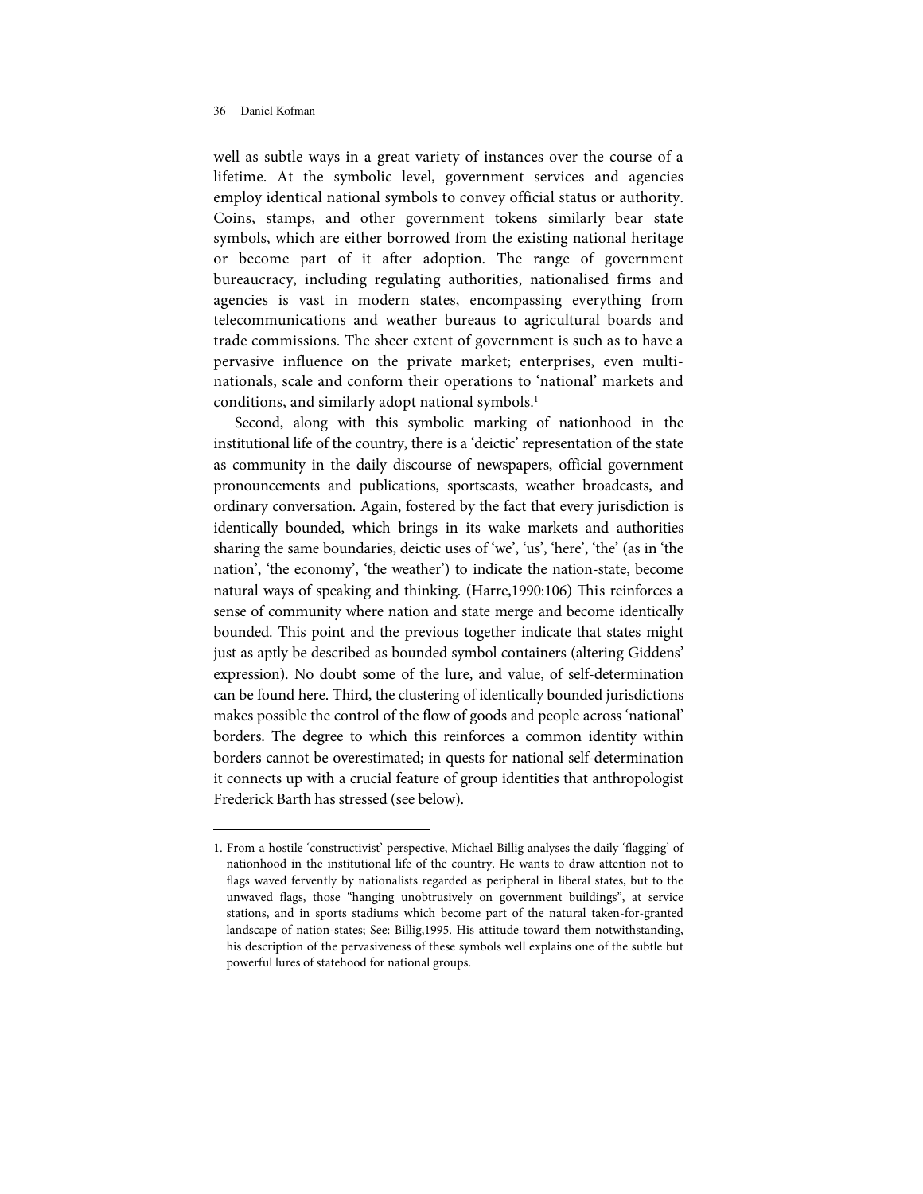well as subtle ways in a great variety of instances over the course of a lifetime. At the symbolic level, government services and agencies employ identical national symbols to convey official status or authority. Coins, stamps, and other government tokens similarly bear state symbols, which are either borrowed from the existing national heritage or become part of it after adoption. The range of government bureaucracy, including regulating authorities, nationalised firms and agencies is vast in modern states, encompassing everything from telecommunications and weather bureaus to agricultural boards and trade commissions. The sheer extent of government is such as to have a pervasive influence on the private market; enterprises, even multi-nationals, scale and conform their operations to 'national' markets and conditions, and similarly adopt national symbols.[1]

Second, along with this symbolic marking of nationhood in the institutional life of the country, there is a 'deictic' representation of the state as community in the daily discourse of newspapers, official government pronouncements and publications, sportscasts, weather broadcasts, and ordinary conversation. Again, fostered by the fact that every jurisdiction is identically bounded, which brings in its wake markets and authorities sharing the same boundaries, deictic uses of 'we', 'us', 'here', 'the' (as in 'the nation', 'the economy', 'the weather') to indicate the nation-state, become natural ways of speaking and thinking. (Harre,1990:106) This reinforces a sense of community where nation and state merge and become identically bounded. This point and the previous together indicate that states might just as aptly be described as bounded symbol containers (altering Giddens' expression). No doubt some of the lure, and value, of self-determination can be found here. Third, the clustering of identically bounded jurisdictions makes possible the control of the flow of goods and people across 'national' borders. The degree to which this reinforces a common identity within borders cannot be overestimated; in quests for national self-determination it connects up with a crucial feature of group identities that anthropologist Frederick Barth has stressed (see below).

---

1. From a hostile 'constructivist' perspective, Michael Billig analyses the daily 'flagging' of nationhood in the institutional life of the country. He wants to draw attention not to flags waved fervently by nationalists regarded as peripheral in liberal states, but to the unwaved flags, those "hanging unobtrusively on government buildings", at service stations, and in sports stadiums which become part of the natural taken-for-granted landscape of nation-states; See: Billig,1995. His attitude toward them notwithstanding, his description of the pervasiveness of these symbols well explains one of the subtle but powerful lures of statehood for national groups.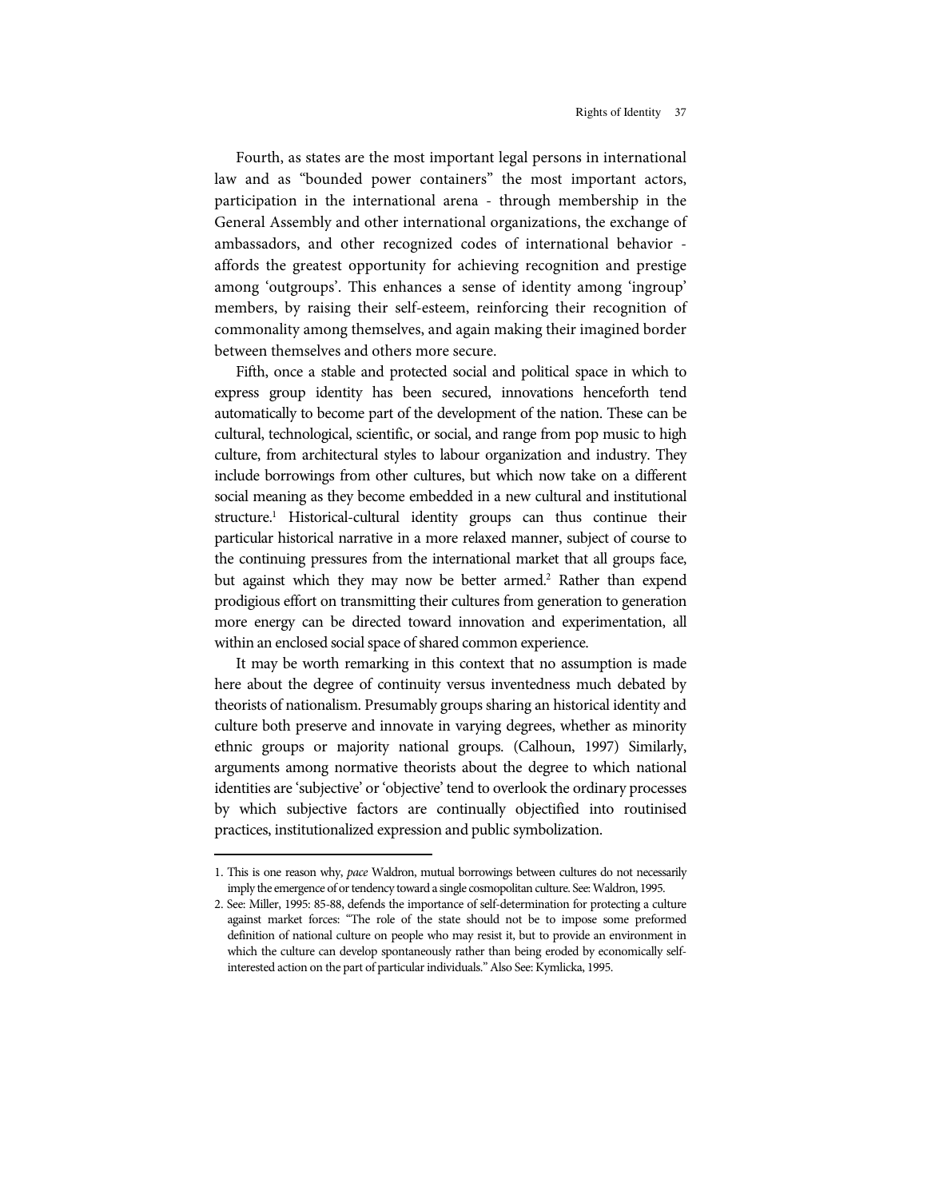Fourth, as states are the most important legal persons in international law and as "bounded power containers" the most important actors, participation in the international arena - through membership in the General Assembly and other international organizations, the exchange of ambassadors, and other recognized codes of international behavior - affords the greatest opportunity for achieving recognition and prestige among 'outgroups'. This enhances a sense of identity among 'ingroup' members, by raising their self-esteem, reinforcing their recognition of commonality among themselves, and again making their imagined border between themselves and others more secure.

Fifth, once a stable and protected social and political space in which to express group identity has been secured, innovations henceforth tend automatically to become part of the development of the nation. These can be cultural, technological, scientific, or social, and range from pop music to high culture, from architectural styles to labour organization and industry. They include borrowings from other cultures, but which now take on a different social meaning as they become embedded in a new cultural and institutional structure.[1] Historical-cultural identity groups can thus continue their particular historical narrative in a more relaxed manner, subject of course to the continuing pressures from the international market that all groups face, but against which they may now be better armed.[2] Rather than expend prodigious effort on transmitting their cultures from generation to generation more energy can be directed toward innovation and experimentation, all within an enclosed social space of shared common experience.

It may be worth remarking in this context that no assumption is made here about the degree of continuity versus inventedness much debated by theorists of nationalism. Presumably groups sharing an historical identity and culture both preserve and innovate in varying degrees, whether as minority ethnic groups or majority national groups. (Calhoun, 1997) Similarly, arguments among normative theorists about the degree to which national identities are 'subjective' or 'objective' tend to overlook the ordinary processes by which subjective factors are continually objectified into routinised practices, institutionalized expression and public symbolization.

---

1. This is one reason why, *pace* Waldron, mutual borrowings between cultures do not necessarily imply the emergence of or tendency toward a single cosmopolitan culture. See: Waldron, 1995.
2. See: Miller, 1995: 85-88, defends the importance of self-determination for protecting a culture against market forces: "The role of the state should not be to impose some preformed definition of national culture on people who may resist it, but to provide an environment in which the culture can develop spontaneously rather than being eroded by economically self-interested action on the part of particular individuals." Also See: Kymlicka, 1995.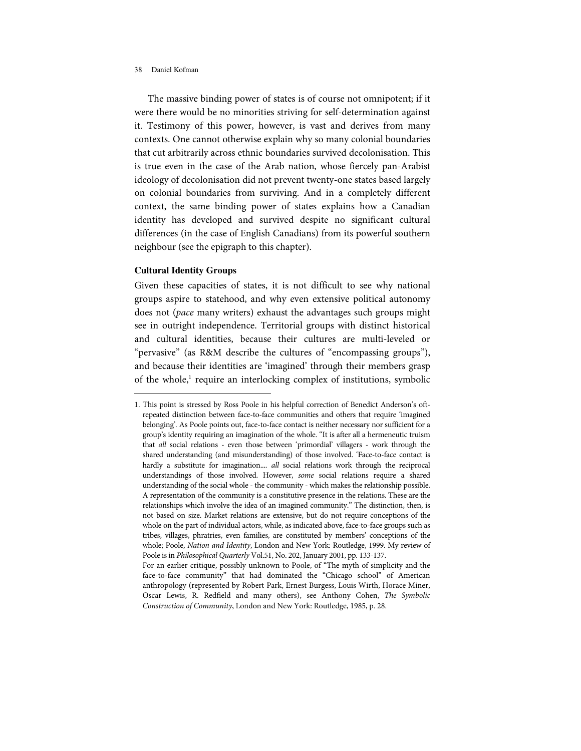The massive binding power of states is of course not omnipotent; if it were there would be no minorities striving for self-determination against it. Testimony of this power, however, is vast and derives from many contexts. One cannot otherwise explain why so many colonial boundaries that cut arbitrarily across ethnic boundaries survived decolonisation. This is true even in the case of the Arab nation, whose fiercely pan-Arabist ideology of decolonisation did not prevent twenty-one states based largely on colonial boundaries from surviving. And in a completely different context, the same binding power of states explains how a Canadian identity has developed and survived despite no significant cultural differences (in the case of English Canadians) from its powerful southern neighbour (see the epigraph to this chapter).

### Cultural Identity Groups

Given these capacities of states, it is not difficult to see why national groups aspire to statehood, and why even extensive political autonomy does not (*pace* many writers) exhaust the advantages such groups might see in outright independence. Territorial groups with distinct historical and cultural identities, because their cultures are multi-leveled or "pervasive" (as R&M describe the cultures of "encompassing groups"), and because their identities are 'imagined' through their members grasp of the whole,[1] require an interlocking complex of institutions, symbolic

---

1. This point is stressed by Ross Poole in his helpful correction of Benedict Anderson's oft-repeated distinction between face-to-face communities and others that require 'imagined belonging'. As Poole points out, face-to-face contact is neither necessary nor sufficient for a group's identity requiring an imagination of the whole. "It is after all a hermeneutic truism that *all* social relations - even those between 'primordial' villagers - work through the shared understanding (and misunderstanding) of those involved. 'Face-to-face contact is hardly a substitute for imagination.... *all* social relations work through the reciprocal understandings of those involved. However, *some* social relations require a shared understanding of the social whole - the community - which makes the relationship possible. A representation of the community is a constitutive presence in the relations. These are the relationships which involve the idea of an imagined community." The distinction, then, is not based on size. Market relations are extensive, but do not require conceptions of the whole on the part of individual actors, while, as indicated above, face-to-face groups such as tribes, villages, phratries, even families, are constituted by members' conceptions of the whole; Poole, *Nation and Identity*, London and New York: Routledge, 1999. My review of Poole is in *Philosophical Quarterly* Vol.51, No. 202, January 2001, pp. 133-137.

   For an earlier critique, possibly unknown to Poole, of "The myth of simplicity and the face-to-face community" that had dominated the "Chicago school" of American anthropology (represented by Robert Park, Ernest Burgess, Louis Wirth, Horace Miner, Oscar Lewis, R. Redfield and many others), see Anthony Cohen, *The Symbolic Construction of Community*, London and New York: Routledge, 1985, p. 28.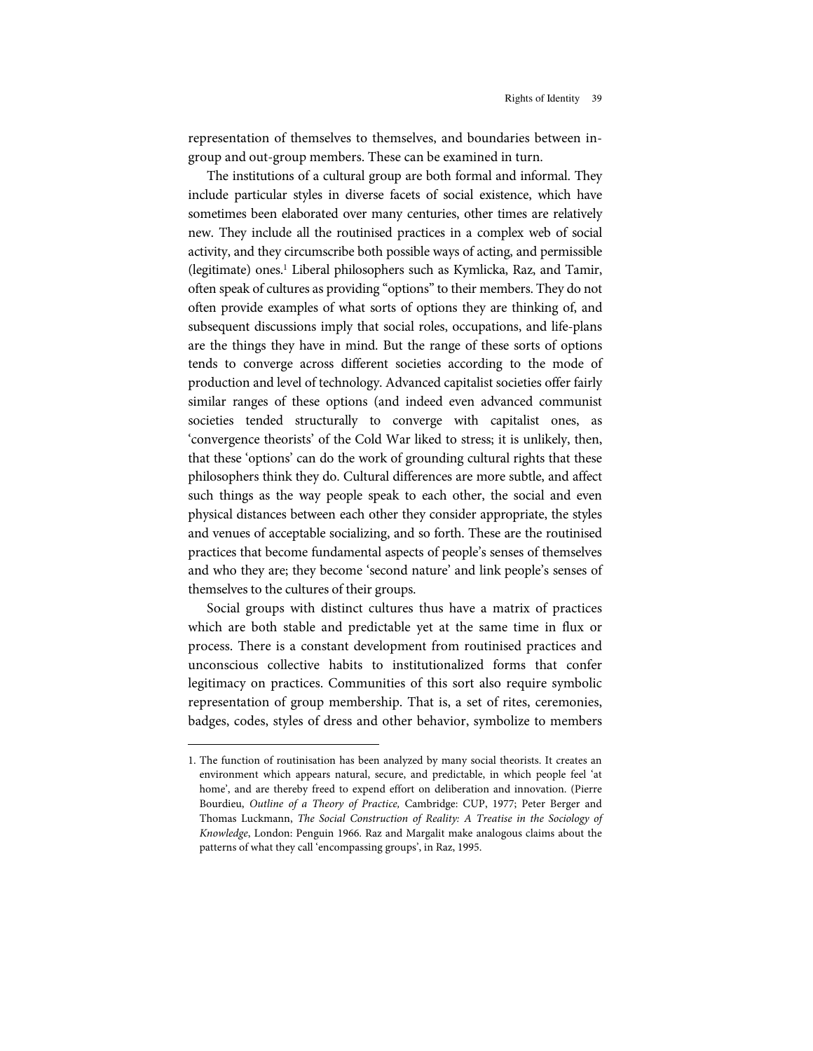representation of themselves to themselves, and boundaries between in-group and out-group members. These can be examined in turn.

The institutions of a cultural group are both formal and informal. They include particular styles in diverse facets of social existence, which have sometimes been elaborated over many centuries, other times are relatively new. They include all the routinised practices in a complex web of social activity, and they circumscribe both possible ways of acting, and permissible (legitimate) ones.[1] Liberal philosophers such as Kymlicka, Raz, and Tamir, often speak of cultures as providing "options" to their members. They do not often provide examples of what sorts of options they are thinking of, and subsequent discussions imply that social roles, occupations, and life-plans are the things they have in mind. But the range of these sorts of options tends to converge across different societies according to the mode of production and level of technology. Advanced capitalist societies offer fairly similar ranges of these options (and indeed even advanced communist societies tended structurally to converge with capitalist ones, as 'convergence theorists' of the Cold War liked to stress; it is unlikely, then, that these 'options' can do the work of grounding cultural rights that these philosophers think they do. Cultural differences are more subtle, and affect such things as the way people speak to each other, the social and even physical distances between each other they consider appropriate, the styles and venues of acceptable socializing, and so forth. These are the routinised practices that become fundamental aspects of people's senses of themselves and who they are; they become 'second nature' and link people's senses of themselves to the cultures of their groups.

Social groups with distinct cultures thus have a matrix of practices which are both stable and predictable yet at the same time in flux or process. There is a constant development from routinised practices and unconscious collective habits to institutionalized forms that confer legitimacy on practices. Communities of this sort also require symbolic representation of group membership. That is, a set of rites, ceremonies, badges, codes, styles of dress and other behavior, symbolize to members

---

1. The function of routinisation has been analyzed by many social theorists. It creates an environment which appears natural, secure, and predictable, in which people feel 'at home', and are thereby freed to expend effort on deliberation and innovation. (Pierre Bourdieu, *Outline of a Theory of Practice,* Cambridge: CUP, 1977; Peter Berger and Thomas Luckmann, *The Social Construction of Reality: A Treatise in the Sociology of Knowledge*, London: Penguin 1966. Raz and Margalit make analogous claims about the patterns of what they call 'encompassing groups', in Raz, 1995.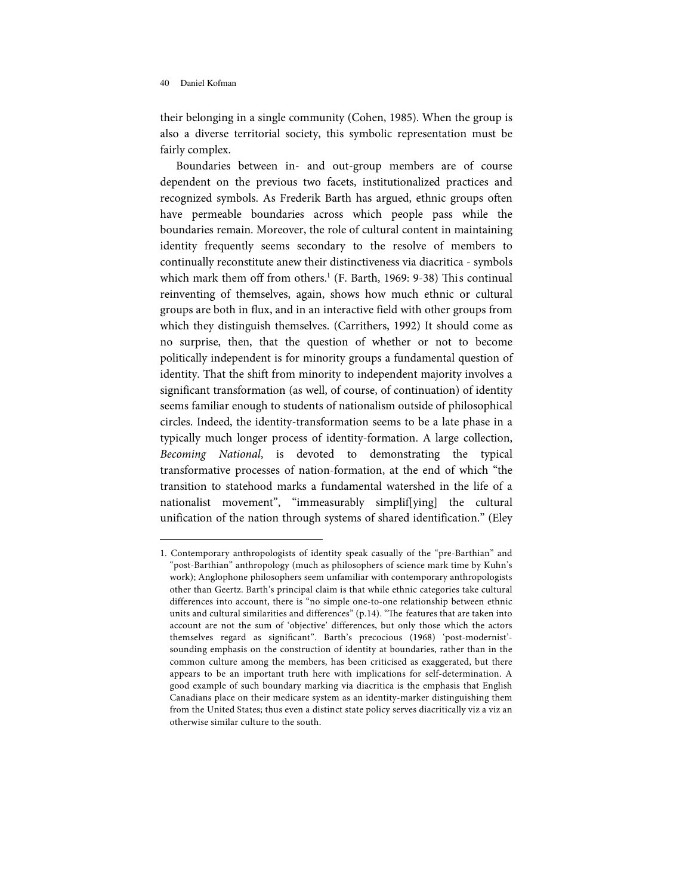their belonging in a single community (Cohen, 1985). When the group is also a diverse territorial society, this symbolic representation must be fairly complex.

Boundaries between in- and out-group members are of course dependent on the previous two facets, institutionalized practices and recognized symbols. As Frederik Barth has argued, ethnic groups often have permeable boundaries across which people pass while the boundaries remain. Moreover, the role of cultural content in maintaining identity frequently seems secondary to the resolve of members to continually reconstitute anew their distinctiveness via diacritica - symbols which mark them off from others.[1] (F. Barth, 1969: 9-38) This continual reinventing of themselves, again, shows how much ethnic or cultural groups are both in flux, and in an interactive field with other groups from which they distinguish themselves. (Carrithers, 1992) It should come as no surprise, then, that the question of whether or not to become politically independent is for minority groups a fundamental question of identity. That the shift from minority to independent majority involves a significant transformation (as well, of course, of continuation) of identity seems familiar enough to students of nationalism outside of philosophical circles. Indeed, the identity-transformation seems to be a late phase in a typically much longer process of identity-formation. A large collection, *Becoming National*, is devoted to demonstrating the typical transformative processes of nation-formation, at the end of which "the transition to statehood marks a fundamental watershed in the life of a nationalist movement", "immeasurably simplif[ying] the cultural unification of the nation through systems of shared identification." (Eley

---

1. Contemporary anthropologists of identity speak casually of the "pre-Barthian" and "post-Barthian" anthropology (much as philosophers of science mark time by Kuhn's work); Anglophone philosophers seem unfamiliar with contemporary anthropologists other than Geertz. Barth's principal claim is that while ethnic categories take cultural differences into account, there is "no simple one-to-one relationship between ethnic units and cultural similarities and differences" (p.14). "The features that are taken into account are not the sum of 'objective' differences, but only those which the actors themselves regard as significant". Barth's precocious (1968) 'post-modernist'-sounding emphasis on the construction of identity at boundaries, rather than in the common culture among the members, has been criticised as exaggerated, but there appears to be an important truth here with implications for self-determination. A good example of such boundary marking via diacritica is the emphasis that English Canadians place on their medicare system as an identity-marker distinguishing them from the United States; thus even a distinct state policy serves diacritically viz a viz an otherwise similar culture to the south.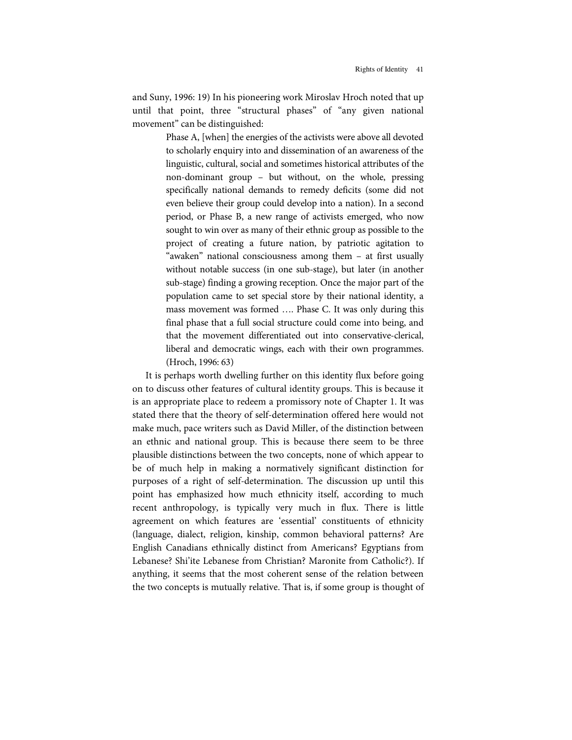and Suny, 1996: 19) In his pioneering work Miroslav Hroch noted that up until that point, three “structural phases” of “any given national movement” can be distinguished:

> Phase A, [when] the energies of the activists were above all devoted to scholarly enquiry into and dissemination of an awareness of the linguistic, cultural, social and sometimes historical attributes of the non-dominant group – but without, on the whole, pressing specifically national demands to remedy deficits (some did not even believe their group could develop into a nation). In a second period, or Phase B, a new range of activists emerged, who now sought to win over as many of their ethnic group as possible to the project of creating a future nation, by patriotic agitation to “awaken” national consciousness among them – at first usually without notable success (in one sub-stage), but later (in another sub-stage) finding a growing reception. Once the major part of the population came to set special store by their national identity, a mass movement was formed …. Phase C. It was only during this final phase that a full social structure could come into being, and that the movement differentiated out into conservative-clerical, liberal and democratic wings, each with their own programmes. (Hroch, 1996: 63)

It is perhaps worth dwelling further on this identity flux before going on to discuss other features of cultural identity groups. This is because it is an appropriate place to redeem a promissory note of Chapter 1. It was stated there that the theory of self-determination offered here would not make much, pace writers such as David Miller, of the distinction between an ethnic and national group. This is because there seem to be three plausible distinctions between the two concepts, none of which appear to be of much help in making a normatively significant distinction for purposes of a right of self-determination. The discussion up until this point has emphasized how much ethnicity itself, according to much recent anthropology, is typically very much in flux. There is little agreement on which features are ‘essential’ constituents of ethnicity (language, dialect, religion, kinship, common behavioral patterns? Are English Canadians ethnically distinct from Americans? Egyptians from Lebanese? Shi’ite Lebanese from Christian? Maronite from Catholic?). If anything, it seems that the most coherent sense of the relation between the two concepts is mutually relative. That is, if some group is thought of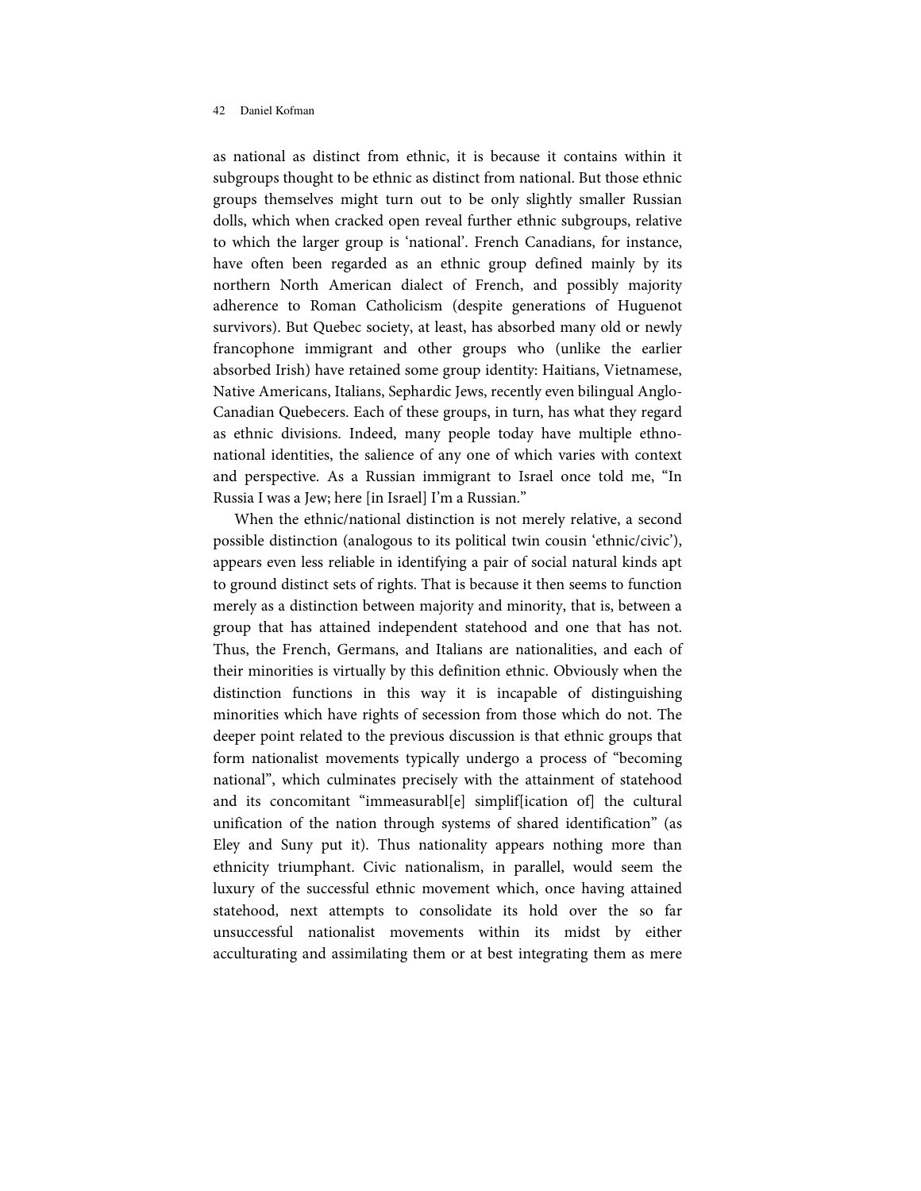as national as distinct from ethnic, it is because it contains within it subgroups thought to be ethnic as distinct from national. But those ethnic groups themselves might turn out to be only slightly smaller Russian dolls, which when cracked open reveal further ethnic subgroups, relative to which the larger group is 'national'. French Canadians, for instance, have often been regarded as an ethnic group defined mainly by its northern North American dialect of French, and possibly majority adherence to Roman Catholicism (despite generations of Huguenot survivors). But Quebec society, at least, has absorbed many old or newly francophone immigrant and other groups who (unlike the earlier absorbed Irish) have retained some group identity: Haitians, Vietnamese, Native Americans, Italians, Sephardic Jews, recently even bilingual Anglo-Canadian Quebecers. Each of these groups, in turn, has what they regard as ethnic divisions. Indeed, many people today have multiple ethno-national identities, the salience of any one of which varies with context and perspective. As a Russian immigrant to Israel once told me, "In Russia I was a Jew; here [in Israel] I'm a Russian."

When the ethnic/national distinction is not merely relative, a second possible distinction (analogous to its political twin cousin 'ethnic/civic'), appears even less reliable in identifying a pair of social natural kinds apt to ground distinct sets of rights. That is because it then seems to function merely as a distinction between majority and minority, that is, between a group that has attained independent statehood and one that has not. Thus, the French, Germans, and Italians are nationalities, and each of their minorities is virtually by this definition ethnic. Obviously when the distinction functions in this way it is incapable of distinguishing minorities which have rights of secession from those which do not. The deeper point related to the previous discussion is that ethnic groups that form nationalist movements typically undergo a process of "becoming national", which culminates precisely with the attainment of statehood and its concomitant "immeasurabl[e] simplif[ication of] the cultural unification of the nation through systems of shared identification" (as Eley and Suny put it). Thus nationality appears nothing more than ethnicity triumphant. Civic nationalism, in parallel, would seem the luxury of the successful ethnic movement which, once having attained statehood, next attempts to consolidate its hold over the so far unsuccessful nationalist movements within its midst by either acculturating and assimilating them or at best integrating them as mere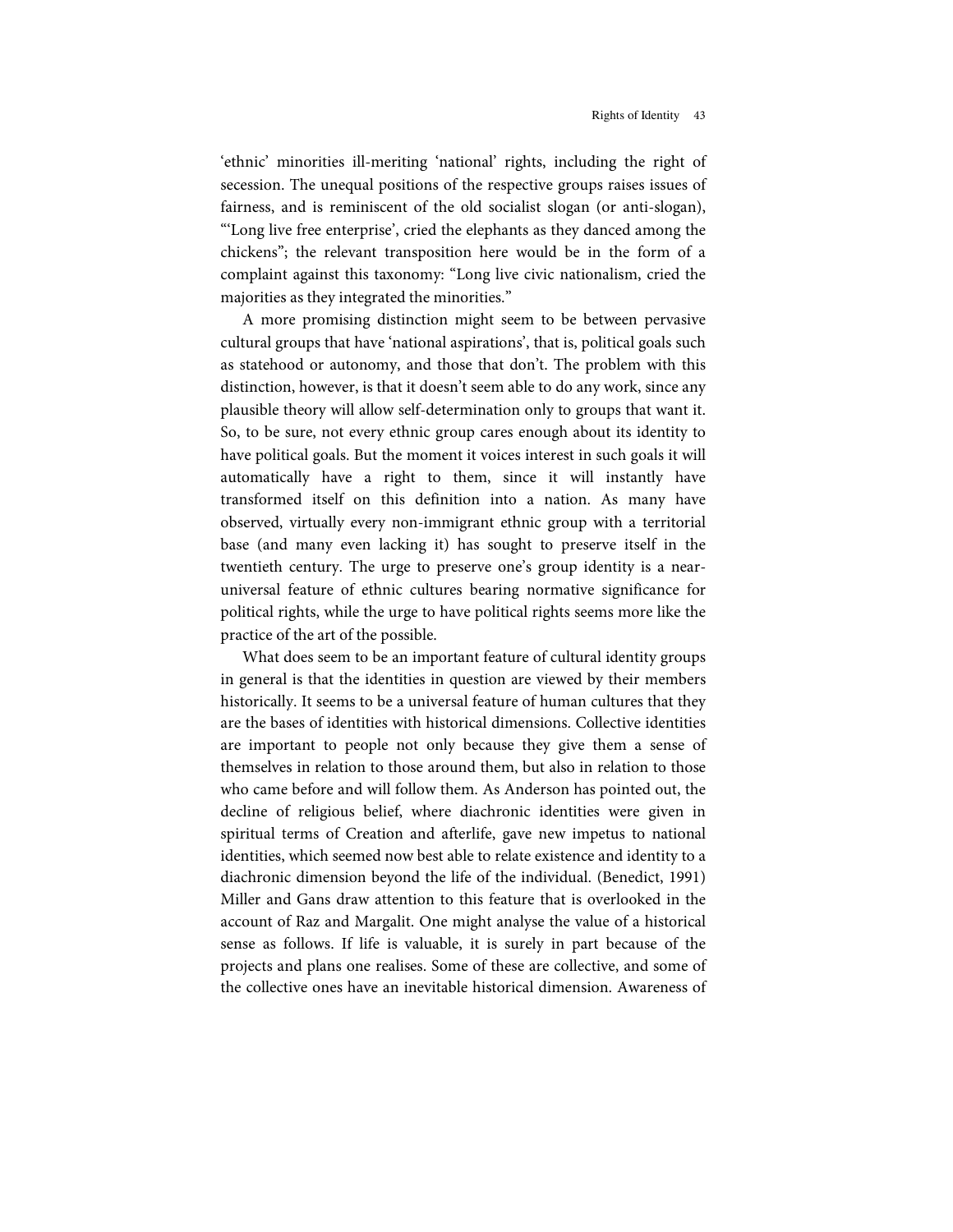'ethnic' minorities ill-meriting 'national' rights, including the right of secession. The unequal positions of the respective groups raises issues of fairness, and is reminiscent of the old socialist slogan (or anti-slogan), "'Long live free enterprise', cried the elephants as they danced among the chickens"; the relevant transposition here would be in the form of a complaint against this taxonomy: "Long live civic nationalism, cried the majorities as they integrated the minorities."

A more promising distinction might seem to be between pervasive cultural groups that have 'national aspirations', that is, political goals such as statehood or autonomy, and those that don't. The problem with this distinction, however, is that it doesn't seem able to do any work, since any plausible theory will allow self-determination only to groups that want it. So, to be sure, not every ethnic group cares enough about its identity to have political goals. But the moment it voices interest in such goals it will automatically have a right to them, since it will instantly have transformed itself on this definition into a nation. As many have observed, virtually every non-immigrant ethnic group with a territorial base (and many even lacking it) has sought to preserve itself in the twentieth century. The urge to preserve one's group identity is a near-universal feature of ethnic cultures bearing normative significance for political rights, while the urge to have political rights seems more like the practice of the art of the possible.

What does seem to be an important feature of cultural identity groups in general is that the identities in question are viewed by their members historically. It seems to be a universal feature of human cultures that they are the bases of identities with historical dimensions. Collective identities are important to people not only because they give them a sense of themselves in relation to those around them, but also in relation to those who came before and will follow them. As Anderson has pointed out, the decline of religious belief, where diachronic identities were given in spiritual terms of Creation and afterlife, gave new impetus to national identities, which seemed now best able to relate existence and identity to a diachronic dimension beyond the life of the individual. (Benedict, 1991) Miller and Gans draw attention to this feature that is overlooked in the account of Raz and Margalit. One might analyse the value of a historical sense as follows. If life is valuable, it is surely in part because of the projects and plans one realises. Some of these are collective, and some of the collective ones have an inevitable historical dimension. Awareness of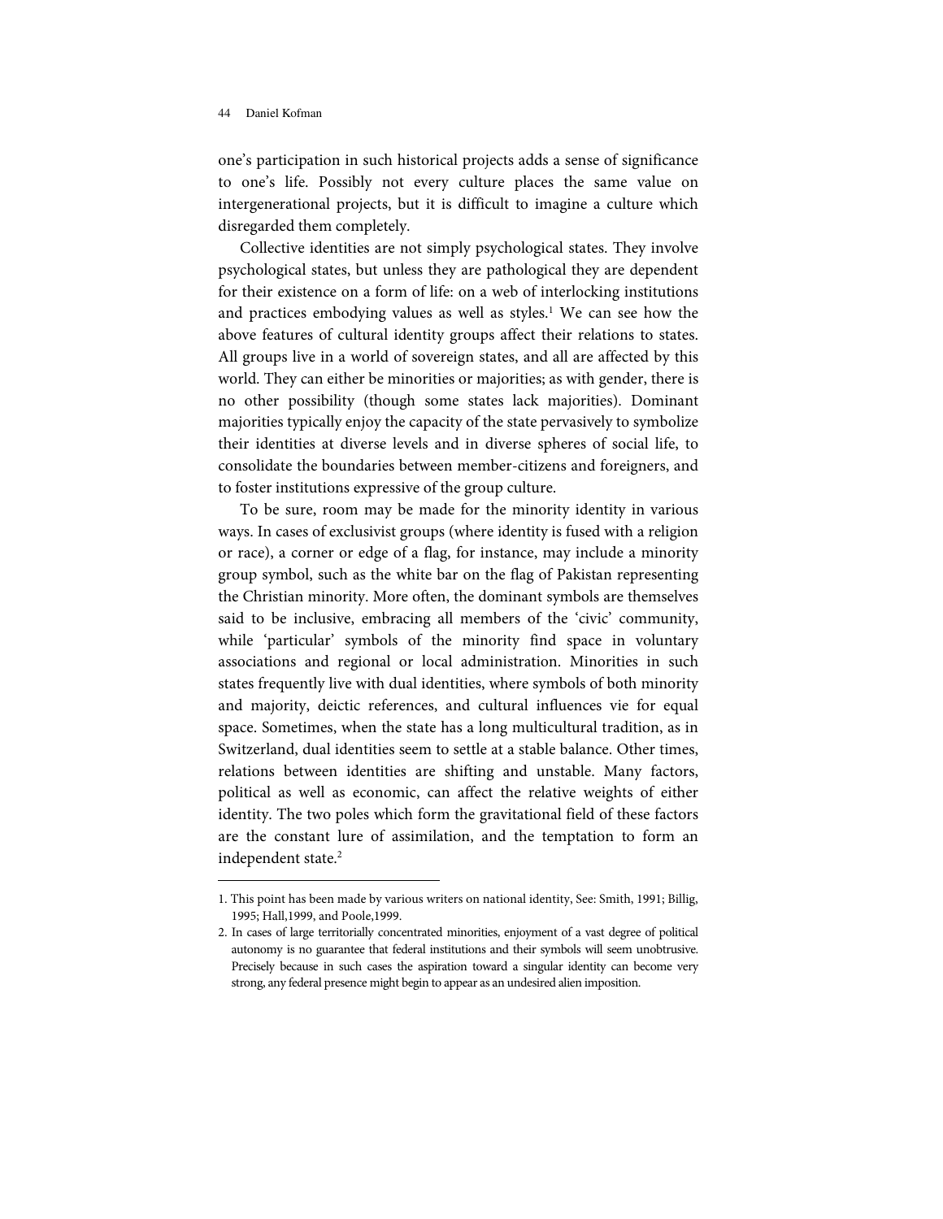one's participation in such historical projects adds a sense of significance to one's life. Possibly not every culture places the same value on intergenerational projects, but it is difficult to imagine a culture which disregarded them completely.

Collective identities are not simply psychological states. They involve psychological states, but unless they are pathological they are dependent for their existence on a form of life: on a web of interlocking institutions and practices embodying values as well as styles.[1] We can see how the above features of cultural identity groups affect their relations to states. All groups live in a world of sovereign states, and all are affected by this world. They can either be minorities or majorities; as with gender, there is no other possibility (though some states lack majorities). Dominant majorities typically enjoy the capacity of the state pervasively to symbolize their identities at diverse levels and in diverse spheres of social life, to consolidate the boundaries between member-citizens and foreigners, and to foster institutions expressive of the group culture.

To be sure, room may be made for the minority identity in various ways. In cases of exclusivist groups (where identity is fused with a religion or race), a corner or edge of a flag, for instance, may include a minority group symbol, such as the white bar on the flag of Pakistan representing the Christian minority. More often, the dominant symbols are themselves said to be inclusive, embracing all members of the 'civic' community, while 'particular' symbols of the minority find space in voluntary associations and regional or local administration. Minorities in such states frequently live with dual identities, where symbols of both minority and majority, deictic references, and cultural influences vie for equal space. Sometimes, when the state has a long multicultural tradition, as in Switzerland, dual identities seem to settle at a stable balance. Other times, relations between identities are shifting and unstable. Many factors, political as well as economic, can affect the relative weights of either identity. The two poles which form the gravitational field of these factors are the constant lure of assimilation, and the temptation to form an independent state.[2]

---

1. This point has been made by various writers on national identity, See: Smith, 1991; Billig, 1995; Hall,1999, and Poole,1999.
2. In cases of large territorially concentrated minorities, enjoyment of a vast degree of political autonomy is no guarantee that federal institutions and their symbols will seem unobtrusive. Precisely because in such cases the aspiration toward a singular identity can become very strong, any federal presence might begin to appear as an undesired alien imposition.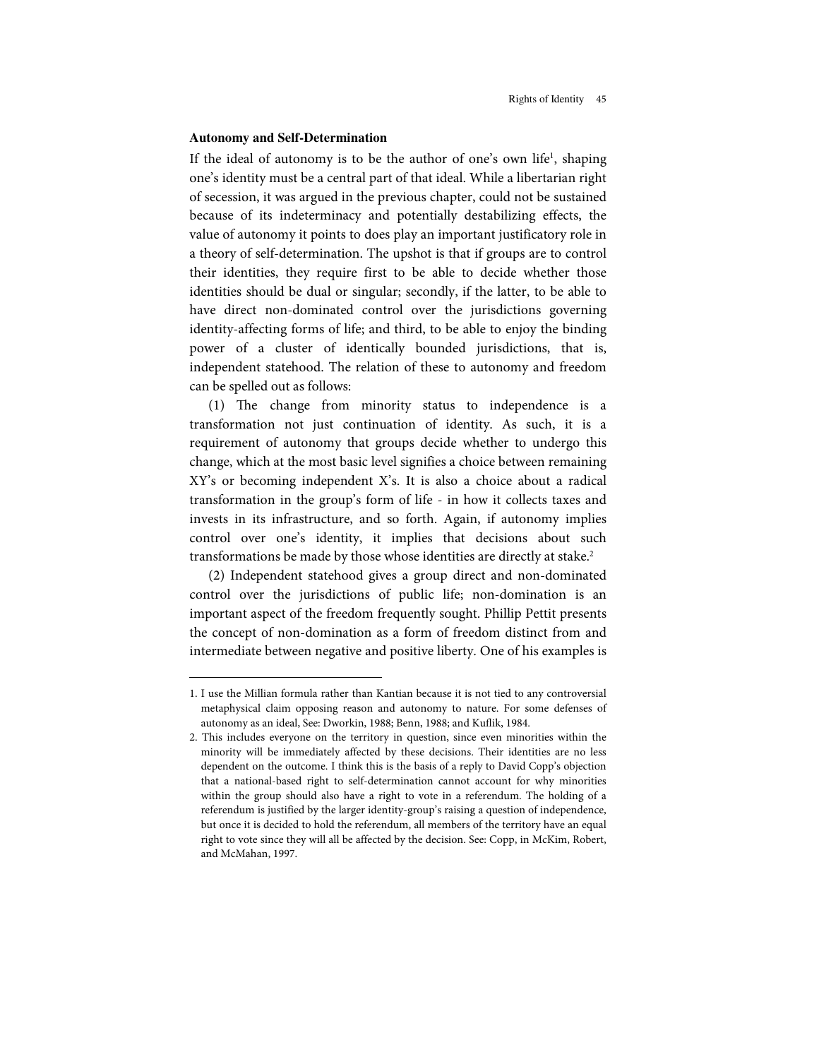### Autonomy and Self-Determination

If the ideal of autonomy is to be the author of one's own life[1], shaping one's identity must be a central part of that ideal. While a libertarian right of secession, it was argued in the previous chapter, could not be sustained because of its indeterminacy and potentially destabilizing effects, the value of autonomy it points to does play an important justificatory role in a theory of self-determination. The upshot is that if groups are to control their identities, they require first to be able to decide whether those identities should be dual or singular; secondly, if the latter, to be able to have direct non-dominated control over the jurisdictions governing identity-affecting forms of life; and third, to be able to enjoy the binding power of a cluster of identically bounded jurisdictions, that is, independent statehood. The relation of these to autonomy and freedom can be spelled out as follows:

(1) The change from minority status to independence is a transformation not just continuation of identity. As such, it is a requirement of autonomy that groups decide whether to undergo this change, which at the most basic level signifies a choice between remaining XY's or becoming independent X's. It is also a choice about a radical transformation in the group's form of life - in how it collects taxes and invests in its infrastructure, and so forth. Again, if autonomy implies control over one's identity, it implies that decisions about such transformations be made by those whose identities are directly at stake.[2]

(2) Independent statehood gives a group direct and non-dominated control over the jurisdictions of public life; non-domination is an important aspect of the freedom frequently sought. Phillip Pettit presents the concept of non-domination as a form of freedom distinct from and intermediate between negative and positive liberty. One of his examples is

---

1. I use the Millian formula rather than Kantian because it is not tied to any controversial metaphysical claim opposing reason and autonomy to nature. For some defenses of autonomy as an ideal, See: Dworkin, 1988; Benn, 1988; and Kuflik, 1984.
2. This includes everyone on the territory in question, since even minorities within the minority will be immediately affected by these decisions. Their identities are no less dependent on the outcome. I think this is the basis of a reply to David Copp's objection that a national-based right to self-determination cannot account for why minorities within the group should also have a right to vote in a referendum. The holding of a referendum is justified by the larger identity-group's raising a question of independence, but once it is decided to hold the referendum, all members of the territory have an equal right to vote since they will all be affected by the decision. See: Copp, in McKim, Robert, and McMahan, 1997.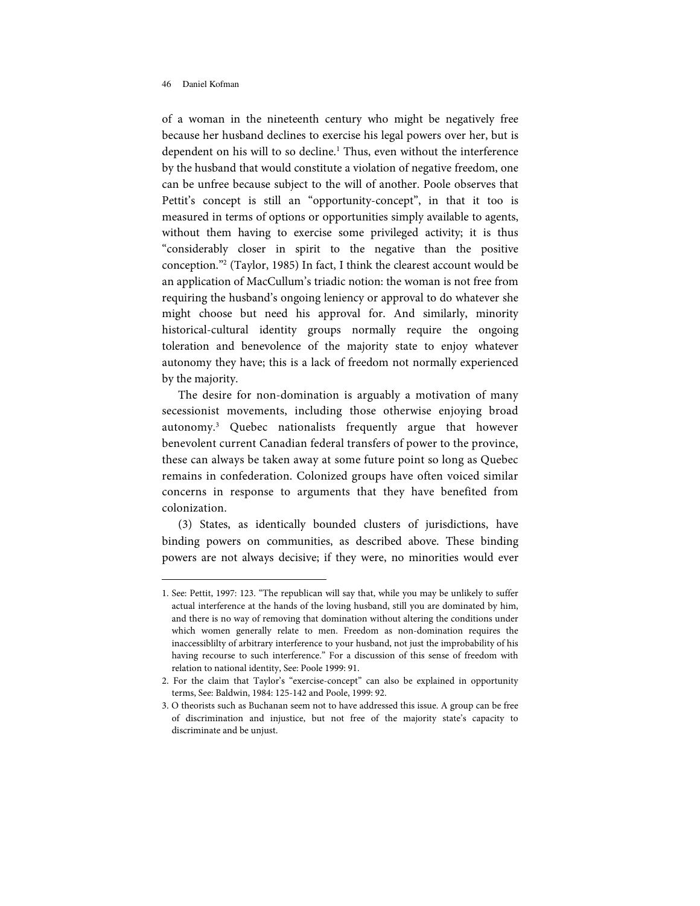of a woman in the nineteenth century who might be negatively free because her husband declines to exercise his legal powers over her, but is dependent on his will to so decline.[1] Thus, even without the interference by the husband that would constitute a violation of negative freedom, one can be unfree because subject to the will of another. Poole observes that Pettit's concept is still an "opportunity-concept", in that it too is measured in terms of options or opportunities simply available to agents, without them having to exercise some privileged activity; it is thus "considerably closer in spirit to the negative than the positive conception."[2] (Taylor, 1985) In fact, I think the clearest account would be an application of MacCullum's triadic notion: the woman is not free from requiring the husband's ongoing leniency or approval to do whatever she might choose but need his approval for. And similarly, minority historical-cultural identity groups normally require the ongoing toleration and benevolence of the majority state to enjoy whatever autonomy they have; this is a lack of freedom not normally experienced by the majority.

The desire for non-domination is arguably a motivation of many secessionist movements, including those otherwise enjoying broad autonomy.[3] Quebec nationalists frequently argue that however benevolent current Canadian federal transfers of power to the province, these can always be taken away at some future point so long as Quebec remains in confederation. Colonized groups have often voiced similar concerns in response to arguments that they have benefited from colonization.

(3) States, as identically bounded clusters of jurisdictions, have binding powers on communities, as described above. These binding powers are not always decisive; if they were, no minorities would ever

---

1. See: Pettit, 1997: 123. "The republican will say that, while you may be unlikely to suffer actual interference at the hands of the loving husband, still you are dominated by him, and there is no way of removing that domination without altering the conditions under which women generally relate to men. Freedom as non-domination requires the inaccessiblilty of arbitrary interference to your husband, not just the improbability of his having recourse to such interference." For a discussion of this sense of freedom with relation to national identity, See: Poole 1999: 91.
2. For the claim that Taylor's "exercise-concept" can also be explained in opportunity terms, See: Baldwin, 1984: 125-142 and Poole, 1999: 92.
3. O theorists such as Buchanan seem not to have addressed this issue. A group can be free of discrimination and injustice, but not free of the majority state's capacity to discriminate and be unjust.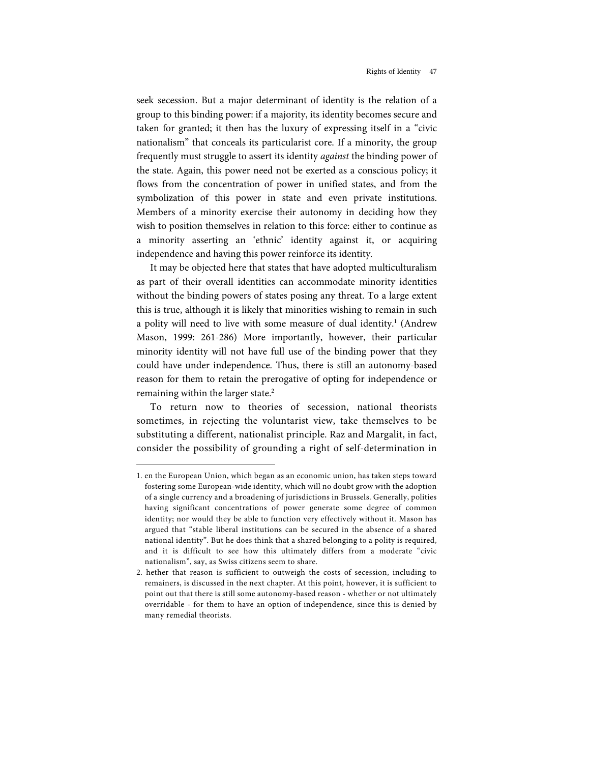seek secession. But a major determinant of identity is the relation of a group to this binding power: if a majority, its identity becomes secure and taken for granted; it then has the luxury of expressing itself in a "civic nationalism" that conceals its particularist core. If a minority, the group frequently must struggle to assert its identity *against* the binding power of the state. Again, this power need not be exerted as a conscious policy; it flows from the concentration of power in unified states, and from the symbolization of this power in state and even private institutions. Members of a minority exercise their autonomy in deciding how they wish to position themselves in relation to this force: either to continue as a minority asserting an 'ethnic' identity against it, or acquiring independence and having this power reinforce its identity.

It may be objected here that states that have adopted multiculturalism as part of their overall identities can accommodate minority identities without the binding powers of states posing any threat. To a large extent this is true, although it is likely that minorities wishing to remain in such a polity will need to live with some measure of dual identity.[1] (Andrew Mason, 1999: 261-286) More importantly, however, their particular minority identity will not have full use of the binding power that they could have under independence. Thus, there is still an autonomy-based reason for them to retain the prerogative of opting for independence or remaining within the larger state.[2]

To return now to theories of secession, national theorists sometimes, in rejecting the voluntarist view, take themselves to be substituting a different, nationalist principle. Raz and Margalit, in fact, consider the possibility of grounding a right of self-determination in

---

1. en the European Union, which began as an economic union, has taken steps toward fostering some European-wide identity, which will no doubt grow with the adoption of a single currency and a broadening of jurisdictions in Brussels. Generally, polities having significant concentrations of power generate some degree of common identity; nor would they be able to function very effectively without it. Mason has argued that "stable liberal institutions can be secured in the absence of a shared national identity". But he does think that a shared belonging to a polity is required, and it is difficult to see how this ultimately differs from a moderate "civic nationalism", say, as Swiss citizens seem to share.
2. hether that reason is sufficient to outweigh the costs of secession, including to remainers, is discussed in the next chapter. At this point, however, it is sufficient to point out that there is still some autonomy-based reason - whether or not ultimately overridable - for them to have an option of independence, since this is denied by many remedial theorists.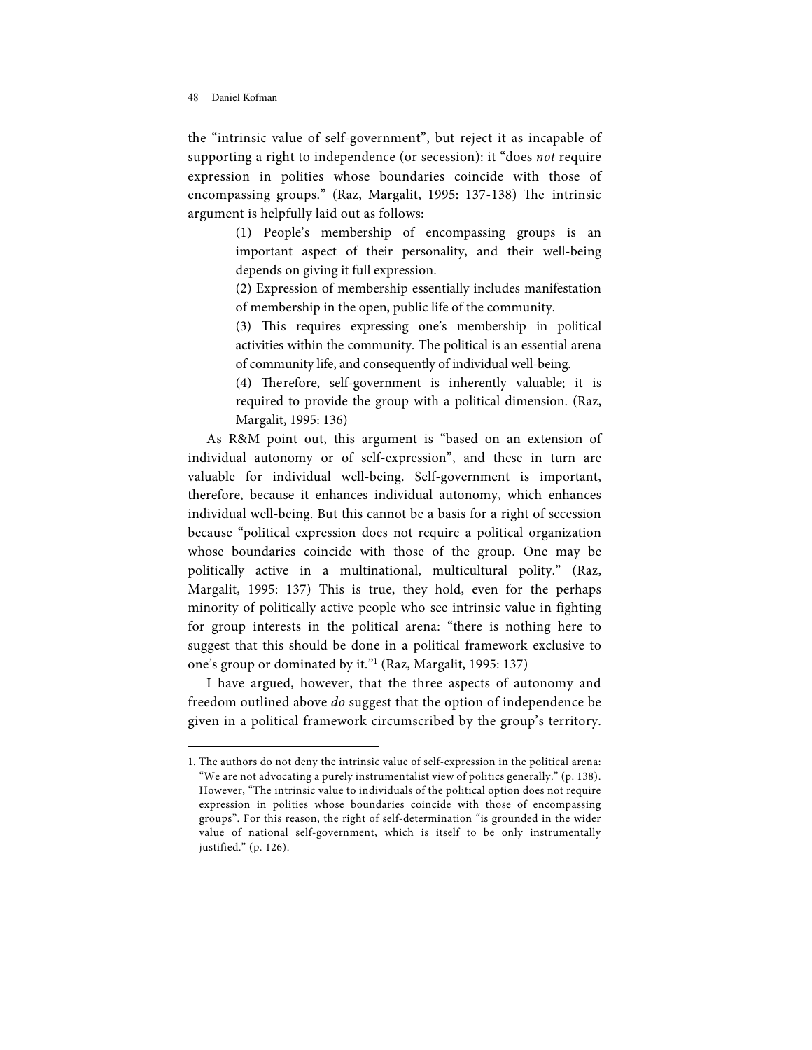the "intrinsic value of self-government", but reject it as incapable of supporting a right to independence (or secession): it "does *not* require expression in polities whose boundaries coincide with those of encompassing groups." (Raz, Margalit, 1995: 137-138) The intrinsic argument is helpfully laid out as follows:

> (1) People's membership of encompassing groups is an important aspect of their personality, and their well-being depends on giving it full expression.
>
> (2) Expression of membership essentially includes manifestation of membership in the open, public life of the community.
>
> (3) This requires expressing one's membership in political activities within the community. The political is an essential arena of community life, and consequently of individual well-being.
>
> (4) Therefore, self-government is inherently valuable; it is required to provide the group with a political dimension. (Raz, Margalit, 1995: 136)

As R&M point out, this argument is "based on an extension of individual autonomy or of self-expression", and these in turn are valuable for individual well-being. Self-government is important, therefore, because it enhances individual autonomy, which enhances individual well-being. But this cannot be a basis for a right of secession because "political expression does not require a political organization whose boundaries coincide with those of the group. One may be politically active in a multinational, multicultural polity." (Raz, Margalit, 1995: 137) This is true, they hold, even for the perhaps minority of politically active people who see intrinsic value in fighting for group interests in the political arena: "there is nothing here to suggest that this should be done in a political framework exclusive to one's group or dominated by it."[1] (Raz, Margalit, 1995: 137)

I have argued, however, that the three aspects of autonomy and freedom outlined above *do* suggest that the option of independence be given in a political framework circumscribed by the group's territory.

---

1. The authors do not deny the intrinsic value of self-expression in the political arena: "We are not advocating a purely instrumentalist view of politics generally." (p. 138). However, "The intrinsic value to individuals of the political option does not require expression in polities whose boundaries coincide with those of encompassing groups". For this reason, the right of self-determination "is grounded in the wider value of national self-government, which is itself to be only instrumentally justified." (p. 126).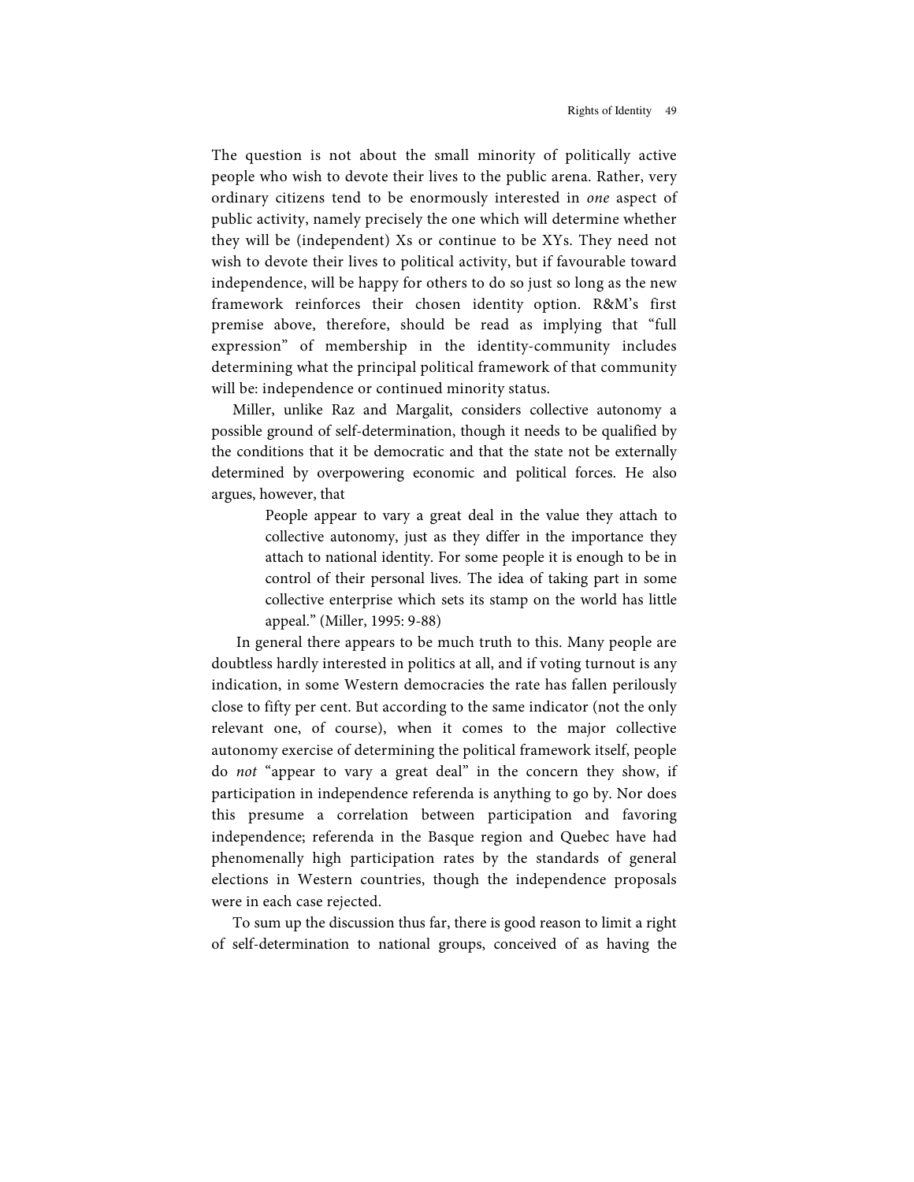The question is not about the small minority of politically active people who wish to devote their lives to the public arena. Rather, very ordinary citizens tend to be enormously interested in *one* aspect of public activity, namely precisely the one which will determine whether they will be (independent) Xs or continue to be XYs. They need not wish to devote their lives to political activity, but if favourable toward independence, will be happy for others to do so just so long as the new framework reinforces their chosen identity option. R&M's first premise above, therefore, should be read as implying that "full expression" of membership in the identity-community includes determining what the principal political framework of that community will be: independence or continued minority status.

Miller, unlike Raz and Margalit, considers collective autonomy a possible ground of self-determination, though it needs to be qualified by the conditions that it be democratic and that the state not be externally determined by overpowering economic and political forces. He also argues, however, that

> People appear to vary a great deal in the value they attach to collective autonomy, just as they differ in the importance they attach to national identity. For some people it is enough to be in control of their personal lives. The idea of taking part in some collective enterprise which sets its stamp on the world has little appeal." (Miller, 1995: 9-88)

In general there appears to be much truth to this. Many people are doubtless hardly interested in politics at all, and if voting turnout is any indication, in some Western democracies the rate has fallen perilously close to fifty per cent. But according to the same indicator (not the only relevant one, of course), when it comes to the major collective autonomy exercise of determining the political framework itself, people do *not* "appear to vary a great deal" in the concern they show, if participation in independence referenda is anything to go by. Nor does this presume a correlation between participation and favoring independence; referenda in the Basque region and Quebec have had phenomenally high participation rates by the standards of general elections in Western countries, though the independence proposals were in each case rejected.

To sum up the discussion thus far, there is good reason to limit a right of self-determination to national groups, conceived of as having the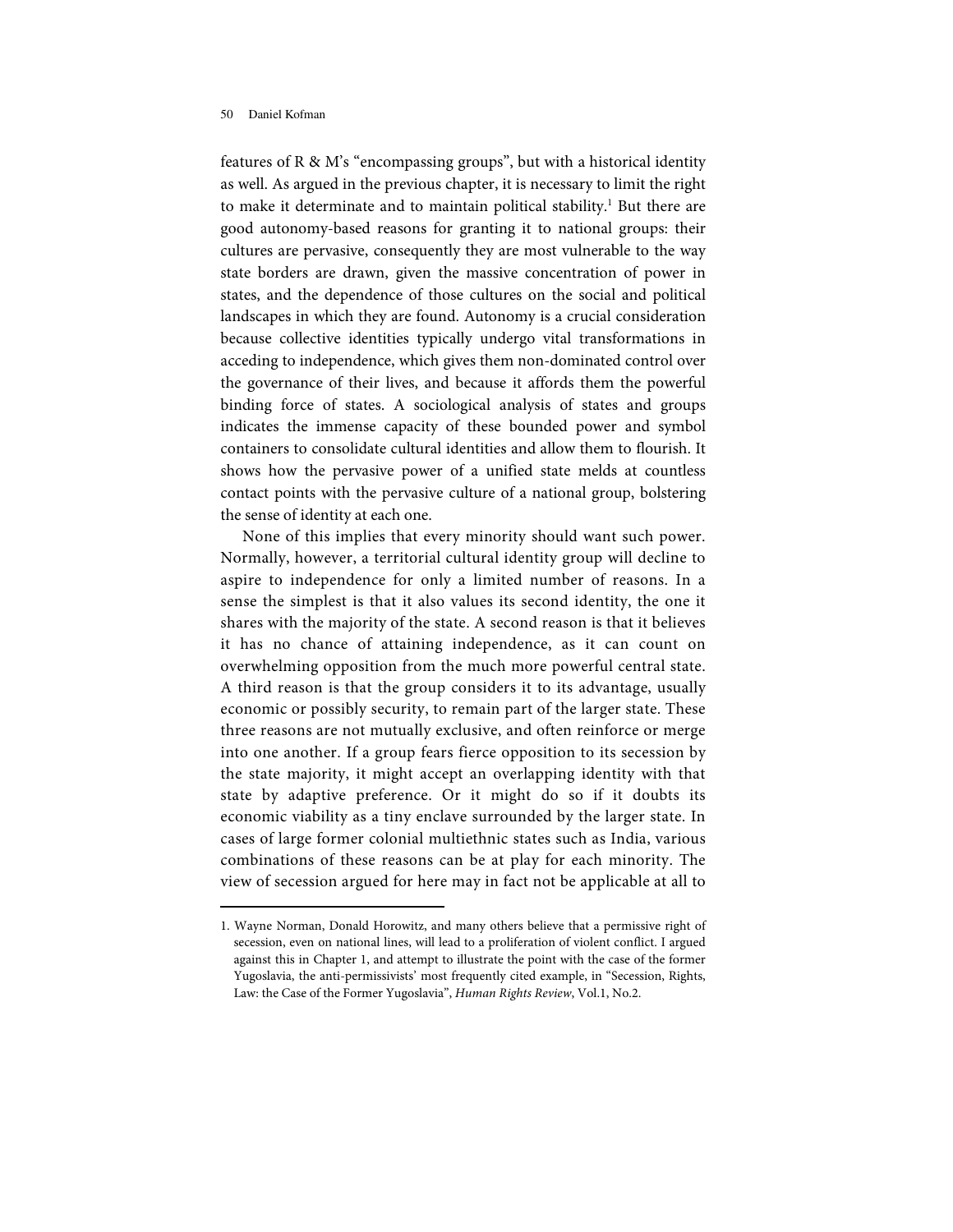features of R & M's "encompassing groups", but with a historical identity as well. As argued in the previous chapter, it is necessary to limit the right to make it determinate and to maintain political stability.[1] But there are good autonomy-based reasons for granting it to national groups: their cultures are pervasive, consequently they are most vulnerable to the way state borders are drawn, given the massive concentration of power in states, and the dependence of those cultures on the social and political landscapes in which they are found. Autonomy is a crucial consideration because collective identities typically undergo vital transformations in acceding to independence, which gives them non-dominated control over the governance of their lives, and because it affords them the powerful binding force of states. A sociological analysis of states and groups indicates the immense capacity of these bounded power and symbol containers to consolidate cultural identities and allow them to flourish. It shows how the pervasive power of a unified state melds at countless contact points with the pervasive culture of a national group, bolstering the sense of identity at each one.

None of this implies that every minority should want such power. Normally, however, a territorial cultural identity group will decline to aspire to independence for only a limited number of reasons. In a sense the simplest is that it also values its second identity, the one it shares with the majority of the state. A second reason is that it believes it has no chance of attaining independence, as it can count on overwhelming opposition from the much more powerful central state. A third reason is that the group considers it to its advantage, usually economic or possibly security, to remain part of the larger state. These three reasons are not mutually exclusive, and often reinforce or merge into one another. If a group fears fierce opposition to its secession by the state majority, it might accept an overlapping identity with that state by adaptive preference. Or it might do so if it doubts its economic viability as a tiny enclave surrounded by the larger state. In cases of large former colonial multiethnic states such as India, various combinations of these reasons can be at play for each minority. The view of secession argued for here may in fact not be applicable at all to

---

1. Wayne Norman, Donald Horowitz, and many others believe that a permissive right of secession, even on national lines, will lead to a proliferation of violent conflict. I argued against this in Chapter 1, and attempt to illustrate the point with the case of the former Yugoslavia, the anti-permissivists' most frequently cited example, in "Secession, Rights, Law: the Case of the Former Yugoslavia", *Human Rights Review*, Vol.1, No.2.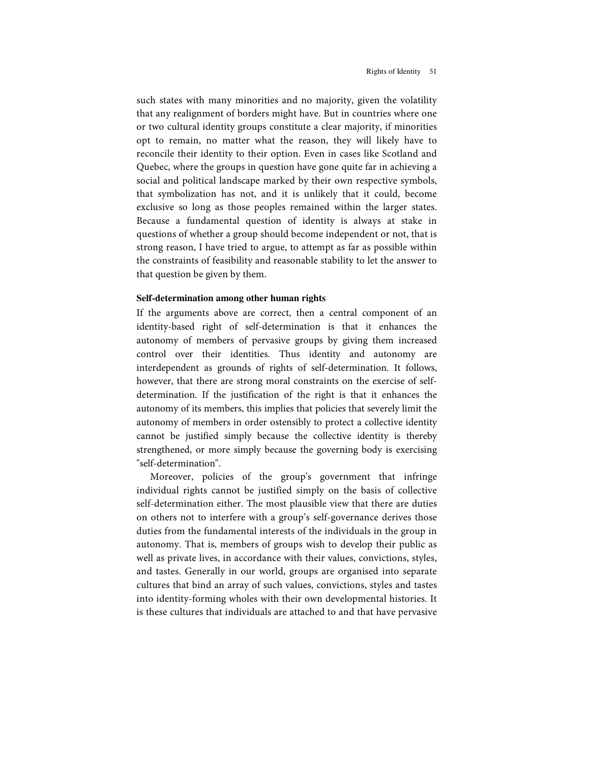such states with many minorities and no majority, given the volatility that any realignment of borders might have. But in countries where one or two cultural identity groups constitute a clear majority, if minorities opt to remain, no matter what the reason, they will likely have to reconcile their identity to their option. Even in cases like Scotland and Quebec, where the groups in question have gone quite far in achieving a social and political landscape marked by their own respective symbols, that symbolization has not, and it is unlikely that it could, become exclusive so long as those peoples remained within the larger states. Because a fundamental question of identity is always at stake in questions of whether a group should become independent or not, that is strong reason, I have tried to argue, to attempt as far as possible within the constraints of feasibility and reasonable stability to let the answer to that question be given by them.

### Self-determination among other human rights

If the arguments above are correct, then a central component of an identity-based right of self-determination is that it enhances the autonomy of members of pervasive groups by giving them increased control over their identities. Thus identity and autonomy are interdependent as grounds of rights of self-determination. It follows, however, that there are strong moral constraints on the exercise of self-determination. If the justification of the right is that it enhances the autonomy of its members, this implies that policies that severely limit the autonomy of members in order ostensibly to protect a collective identity cannot be justified simply because the collective identity is thereby strengthened, or more simply because the governing body is exercising "self-determination".

Moreover, policies of the group's government that infringe individual rights cannot be justified simply on the basis of collective self-determination either. The most plausible view that there are duties on others not to interfere with a group's self-governance derives those duties from the fundamental interests of the individuals in the group in autonomy. That is, members of groups wish to develop their public as well as private lives, in accordance with their values, convictions, styles, and tastes. Generally in our world, groups are organised into separate cultures that bind an array of such values, convictions, styles and tastes into identity-forming wholes with their own developmental histories. It is these cultures that individuals are attached to and that have pervasive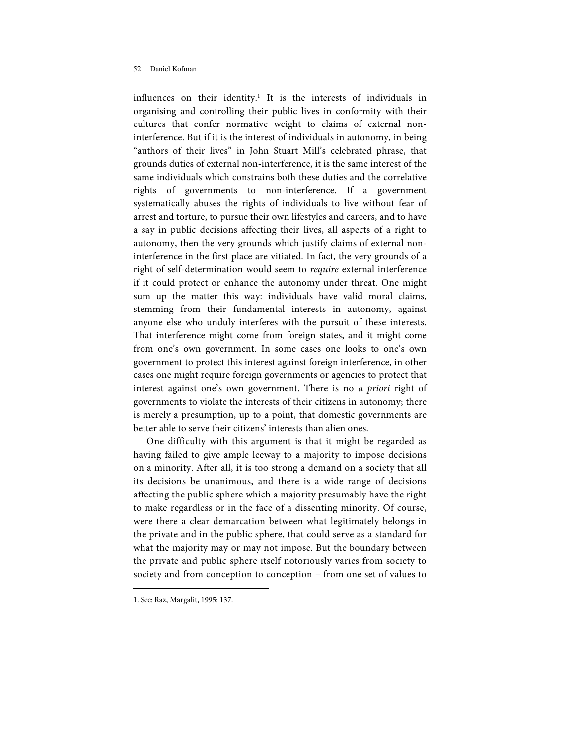influences on their identity.[1] It is the interests of individuals in organising and controlling their public lives in conformity with their cultures that confer normative weight to claims of external non-interference. But if it is the interest of individuals in autonomy, in being "authors of their lives" in John Stuart Mill's celebrated phrase, that grounds duties of external non-interference, it is the same interest of the same individuals which constrains both these duties and the correlative rights of governments to non-interference. If a government systematically abuses the rights of individuals to live without fear of arrest and torture, to pursue their own lifestyles and careers, and to have a say in public decisions affecting their lives, all aspects of a right to autonomy, then the very grounds which justify claims of external non-interference in the first place are vitiated. In fact, the very grounds of a right of self-determination would seem to *require* external interference if it could protect or enhance the autonomy under threat. One might sum up the matter this way: individuals have valid moral claims, stemming from their fundamental interests in autonomy, against anyone else who unduly interferes with the pursuit of these interests. That interference might come from foreign states, and it might come from one's own government. In some cases one looks to one's own government to protect this interest against foreign interference, in other cases one might require foreign governments or agencies to protect that interest against one's own government. There is no *a priori* right of governments to violate the interests of their citizens in autonomy; there is merely a presumption, up to a point, that domestic governments are better able to serve their citizens' interests than alien ones.

One difficulty with this argument is that it might be regarded as having failed to give ample leeway to a majority to impose decisions on a minority. After all, it is too strong a demand on a society that all its decisions be unanimous, and there is a wide range of decisions affecting the public sphere which a majority presumably have the right to make regardless or in the face of a dissenting minority. Of course, were there a clear demarcation between what legitimately belongs in the private and in the public sphere, that could serve as a standard for what the majority may or may not impose. But the boundary between the private and public sphere itself notoriously varies from society to society and from conception to conception – from one set of values to

---

1. See: Raz, Margalit, 1995: 137.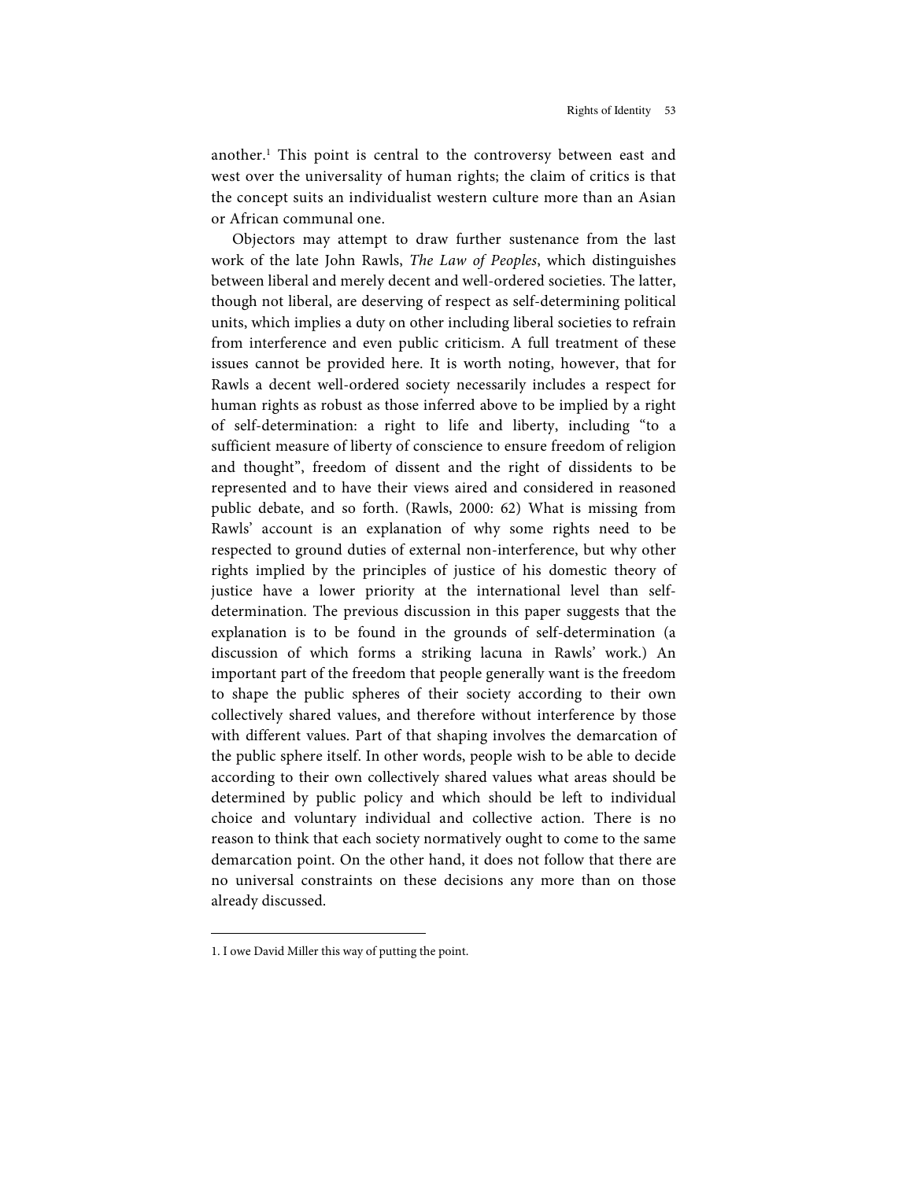another.[1] This point is central to the controversy between east and west over the universality of human rights; the claim of critics is that the concept suits an individualist western culture more than an Asian or African communal one.

Objectors may attempt to draw further sustenance from the last work of the late John Rawls, *The Law of Peoples*, which distinguishes between liberal and merely decent and well-ordered societies. The latter, though not liberal, are deserving of respect as self-determining political units, which implies a duty on other including liberal societies to refrain from interference and even public criticism. A full treatment of these issues cannot be provided here. It is worth noting, however, that for Rawls a decent well-ordered society necessarily includes a respect for human rights as robust as those inferred above to be implied by a right of self-determination: a right to life and liberty, including "to a sufficient measure of liberty of conscience to ensure freedom of religion and thought", freedom of dissent and the right of dissidents to be represented and to have their views aired and considered in reasoned public debate, and so forth. (Rawls, 2000: 62) What is missing from Rawls' account is an explanation of why some rights need to be respected to ground duties of external non-interference, but why other rights implied by the principles of justice of his domestic theory of justice have a lower priority at the international level than self-determination. The previous discussion in this paper suggests that the explanation is to be found in the grounds of self-determination (a discussion of which forms a striking lacuna in Rawls' work.) An important part of the freedom that people generally want is the freedom to shape the public spheres of their society according to their own collectively shared values, and therefore without interference by those with different values. Part of that shaping involves the demarcation of the public sphere itself. In other words, people wish to be able to decide according to their own collectively shared values what areas should be determined by public policy and which should be left to individual choice and voluntary individual and collective action. There is no reason to think that each society normatively ought to come to the same demarcation point. On the other hand, it does not follow that there are no universal constraints on these decisions any more than on those already discussed.

---

1. I owe David Miller this way of putting the point.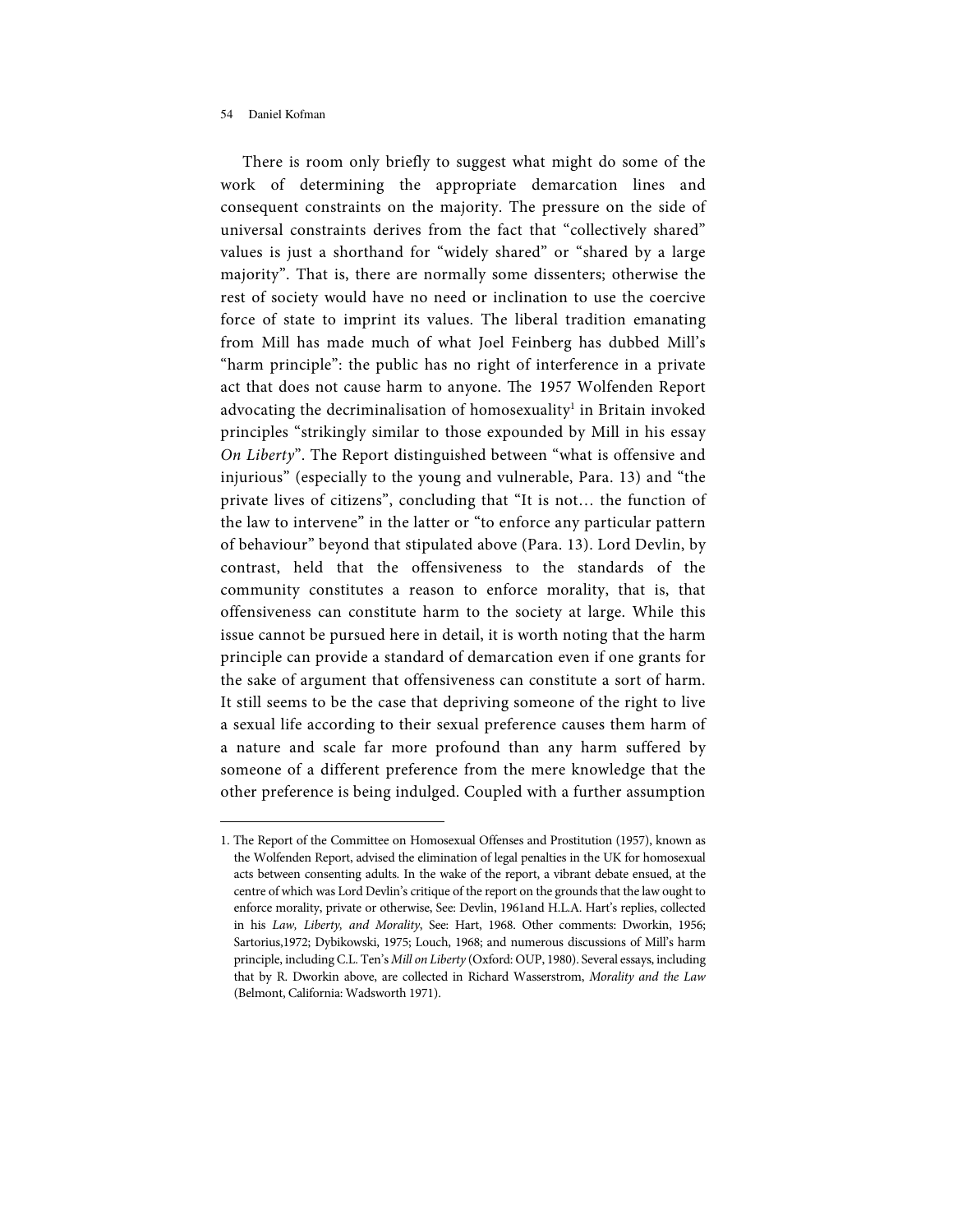There is room only briefly to suggest what might do some of the work of determining the appropriate demarcation lines and consequent constraints on the majority. The pressure on the side of universal constraints derives from the fact that "collectively shared" values is just a shorthand for "widely shared" or "shared by a large majority". That is, there are normally some dissenters; otherwise the rest of society would have no need or inclination to use the coercive force of state to imprint its values. The liberal tradition emanating from Mill has made much of what Joel Feinberg has dubbed Mill's "harm principle": the public has no right of interference in a private act that does not cause harm to anyone. The 1957 Wolfenden Report advocating the decriminalisation of homosexuality[1] in Britain invoked principles "strikingly similar to those expounded by Mill in his essay *On Liberty*". The Report distinguished between "what is offensive and injurious" (especially to the young and vulnerable, Para. 13) and "the private lives of citizens", concluding that "It is not… the function of the law to intervene" in the latter or "to enforce any particular pattern of behaviour" beyond that stipulated above (Para. 13). Lord Devlin, by contrast, held that the offensiveness to the standards of the community constitutes a reason to enforce morality, that is, that offensiveness can constitute harm to the society at large. While this issue cannot be pursued here in detail, it is worth noting that the harm principle can provide a standard of demarcation even if one grants for the sake of argument that offensiveness can constitute a sort of harm. It still seems to be the case that depriving someone of the right to live a sexual life according to their sexual preference causes them harm of a nature and scale far more profound than any harm suffered by someone of a different preference from the mere knowledge that the other preference is being indulged. Coupled with a further assumption

---

1. The Report of the Committee on Homosexual Offenses and Prostitution (1957), known as the Wolfenden Report, advised the elimination of legal penalties in the UK for homosexual acts between consenting adults. In the wake of the report, a vibrant debate ensued, at the centre of which was Lord Devlin's critique of the report on the grounds that the law ought to enforce morality, private or otherwise, See: Devlin, 1961and H.L.A. Hart's replies, collected in his *Law, Liberty, and Morality*, See: Hart, 1968. Other comments: Dworkin, 1956; Sartorius,1972; Dybikowski, 1975; Louch, 1968; and numerous discussions of Mill's harm principle, including C.L. Ten's *Mill on Liberty* (Oxford: OUP, 1980). Several essays, including that by R. Dworkin above, are collected in Richard Wasserstrom, *Morality and the Law* (Belmont, California: Wadsworth 1971).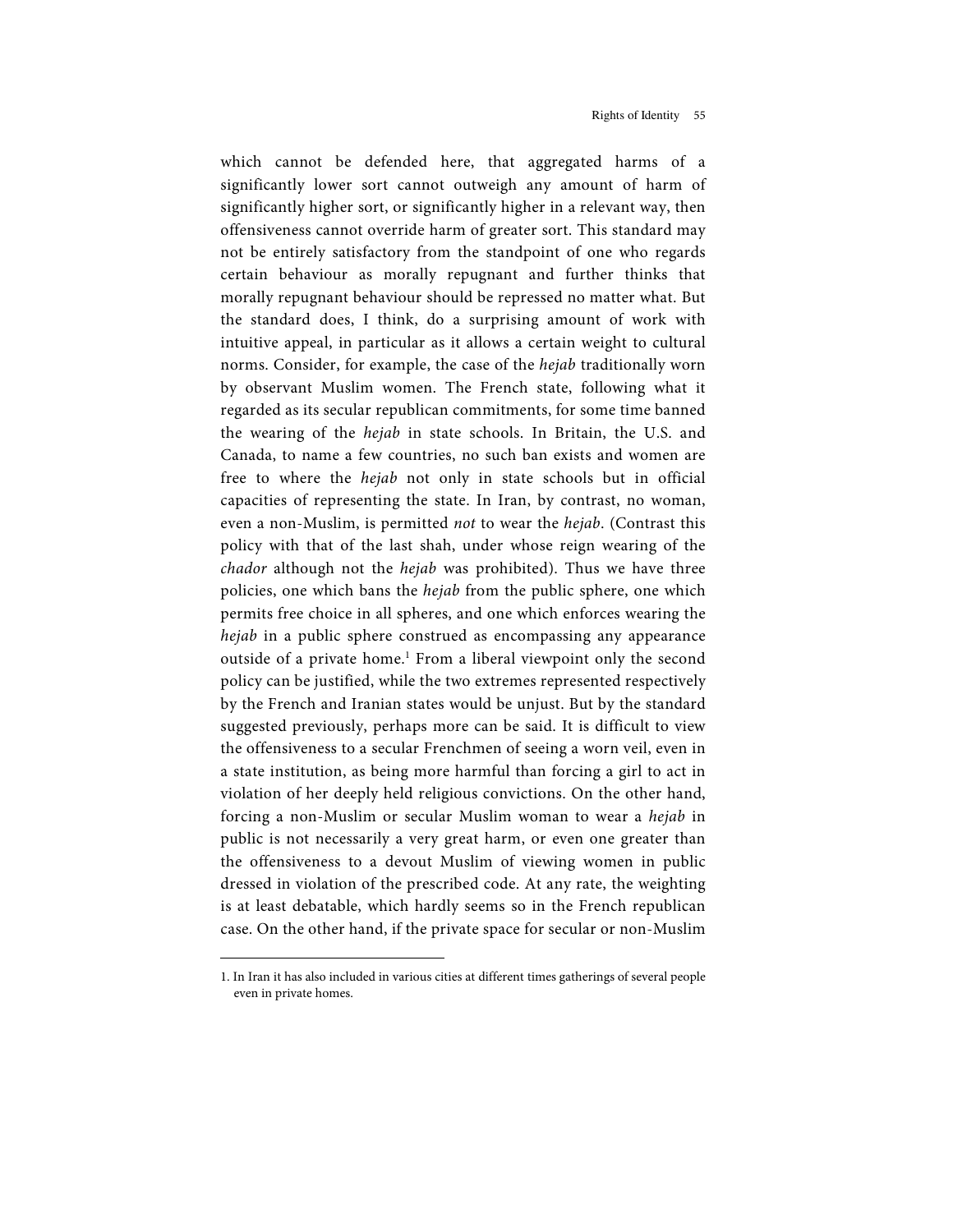which cannot be defended here, that aggregated harms of a significantly lower sort cannot outweigh any amount of harm of significantly higher sort, or significantly higher in a relevant way, then offensiveness cannot override harm of greater sort. This standard may not be entirely satisfactory from the standpoint of one who regards certain behaviour as morally repugnant and further thinks that morally repugnant behaviour should be repressed no matter what. But the standard does, I think, do a surprising amount of work with intuitive appeal, in particular as it allows a certain weight to cultural norms. Consider, for example, the case of the *hejab* traditionally worn by observant Muslim women. The French state, following what it regarded as its secular republican commitments, for some time banned the wearing of the *hejab* in state schools. In Britain, the U.S. and Canada, to name a few countries, no such ban exists and women are free to where the *hejab* not only in state schools but in official capacities of representing the state. In Iran, by contrast, no woman, even a non-Muslim, is permitted *not* to wear the *hejab*. (Contrast this policy with that of the last shah, under whose reign wearing of the *chador* although not the *hejab* was prohibited). Thus we have three policies, one which bans the *hejab* from the public sphere, one which permits free choice in all spheres, and one which enforces wearing the *hejab* in a public sphere construed as encompassing any appearance outside of a private home.[1] From a liberal viewpoint only the second policy can be justified, while the two extremes represented respectively by the French and Iranian states would be unjust. But by the standard suggested previously, perhaps more can be said. It is difficult to view the offensiveness to a secular Frenchmen of seeing a worn veil, even in a state institution, as being more harmful than forcing a girl to act in violation of her deeply held religious convictions. On the other hand, forcing a non-Muslim or secular Muslim woman to wear a *hejab* in public is not necessarily a very great harm, or even one greater than the offensiveness to a devout Muslim of viewing women in public dressed in violation of the prescribed code. At any rate, the weighting is at least debatable, which hardly seems so in the French republican case. On the other hand, if the private space for secular or non-Muslim

1. In Iran it has also included in various cities at different times gatherings of several people even in private homes.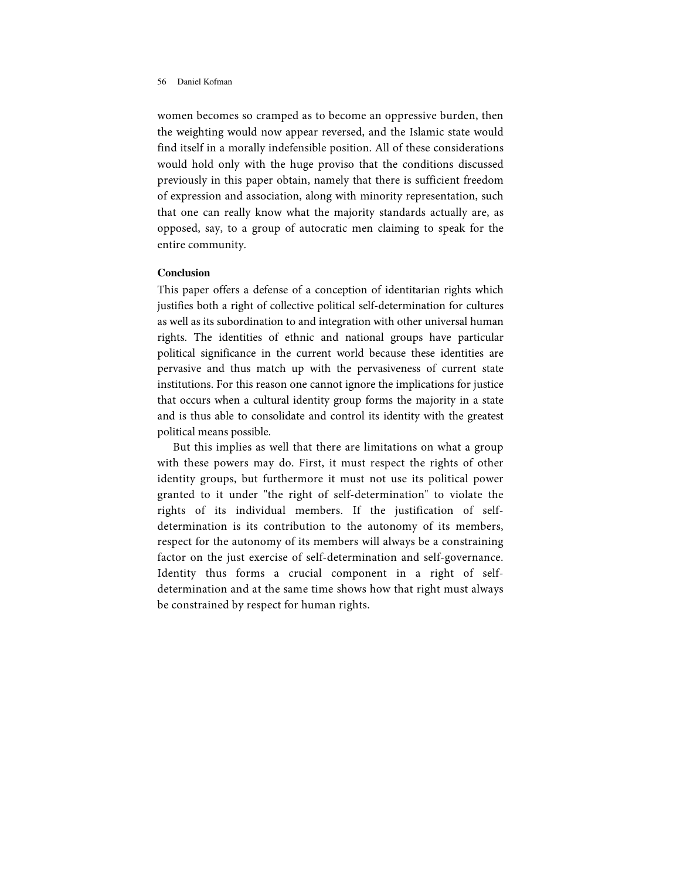women becomes so cramped as to become an oppressive burden, then the weighting would now appear reversed, and the Islamic state would find itself in a morally indefensible position. All of these considerations would hold only with the huge proviso that the conditions discussed previously in this paper obtain, namely that there is sufficient freedom of expression and association, along with minority representation, such that one can really know what the majority standards actually are, as opposed, say, to a group of autocratic men claiming to speak for the entire community.

## Conclusion

This paper offers a defense of a conception of identitarian rights which justifies both a right of collective political self-determination for cultures as well as its subordination to and integration with other universal human rights. The identities of ethnic and national groups have particular political significance in the current world because these identities are pervasive and thus match up with the pervasiveness of current state institutions. For this reason one cannot ignore the implications for justice that occurs when a cultural identity group forms the majority in a state and is thus able to consolidate and control its identity with the greatest political means possible.

But this implies as well that there are limitations on what a group with these powers may do. First, it must respect the rights of other identity groups, but furthermore it must not use its political power granted to it under "the right of self-determination" to violate the rights of its individual members. If the justification of self-determination is its contribution to the autonomy of its members, respect for the autonomy of its members will always be a constraining factor on the just exercise of self-determination and self-governance. Identity thus forms a crucial component in a right of self-determination and at the same time shows how that right must always be constrained by respect for human rights.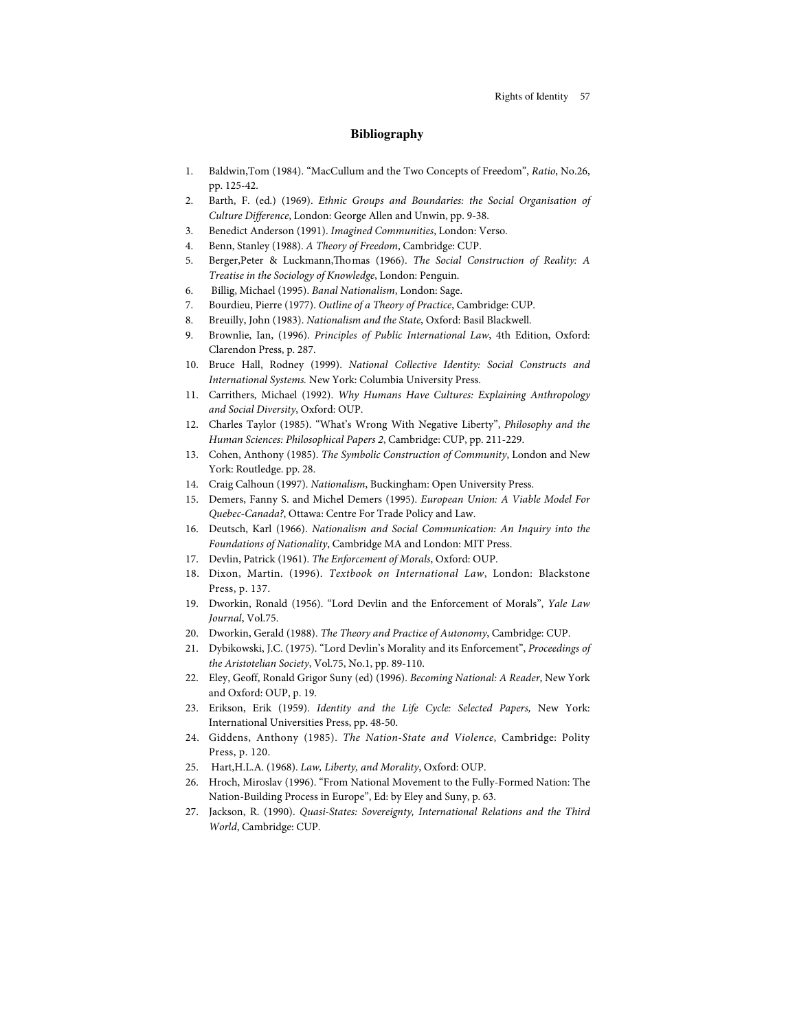## Bibliography

1. Baldwin,Tom (1984). "MacCullum and the Two Concepts of Freedom", *Ratio*, No.26, pp. 125-42.
2. Barth, F. (ed.) (1969). *Ethnic Groups and Boundaries: the Social Organisation of Culture Difference*, London: George Allen and Unwin, pp. 9-38.
3. Benedict Anderson (1991). *Imagined Communities*, London: Verso.
4. Benn, Stanley (1988). *A Theory of Freedom*, Cambridge: CUP.
5. Berger,Peter & Luckmann,Thomas (1966). *The Social Construction of Reality: A Treatise in the Sociology of Knowledge*, London: Penguin.
6. Billig, Michael (1995). *Banal Nationalism*, London: Sage.
7. Bourdieu, Pierre (1977). *Outline of a Theory of Practice*, Cambridge: CUP.
8. Breuilly, John (1983). *Nationalism and the State*, Oxford: Basil Blackwell.
9. Brownlie, Ian, (1996). *Principles of Public International Law*, 4th Edition, Oxford: Clarendon Press, p. 287.
10. Bruce Hall, Rodney (1999). *National Collective Identity: Social Constructs and International Systems.* New York: Columbia University Press.
11. Carrithers, Michael (1992). *Why Humans Have Cultures: Explaining Anthropology and Social Diversity*, Oxford: OUP.
12. Charles Taylor (1985). "What's Wrong With Negative Liberty", *Philosophy and the Human Sciences: Philosophical Papers 2*, Cambridge: CUP, pp. 211-229.
13. Cohen, Anthony (1985). *The Symbolic Construction of Community*, London and New York: Routledge. pp. 28.
14. Craig Calhoun (1997). *Nationalism*, Buckingham: Open University Press.
15. Demers, Fanny S. and Michel Demers (1995). *European Union: A Viable Model For Quebec-Canada?*, Ottawa: Centre For Trade Policy and Law.
16. Deutsch, Karl (1966). *Nationalism and Social Communication: An Inquiry into the Foundations of Nationality*, Cambridge MA and London: MIT Press.
17. Devlin, Patrick (1961). *The Enforcement of Morals*, Oxford: OUP.
18. Dixon, Martin. (1996). *Textbook on International Law*, London: Blackstone Press, p. 137.
19. Dworkin, Ronald (1956). "Lord Devlin and the Enforcement of Morals", *Yale Law Journal*, Vol.75.
20. Dworkin, Gerald (1988). *The Theory and Practice of Autonomy*, Cambridge: CUP.
21. Dybikowski, J.C. (1975). "Lord Devlin's Morality and its Enforcement", *Proceedings of the Aristotelian Society*, Vol.75, No.1, pp. 89-110.
22. Eley, Geoff, Ronald Grigor Suny (ed) (1996). *Becoming National: A Reader*, New York and Oxford: OUP, p. 19.
23. Erikson, Erik (1959). *Identity and the Life Cycle: Selected Papers,* New York: International Universities Press, pp. 48-50.
24. Giddens, Anthony (1985). *The Nation-State and Violence*, Cambridge: Polity Press, p. 120.
25. Hart,H.L.A. (1968). *Law, Liberty, and Morality*, Oxford: OUP.
26. Hroch, Miroslav (1996). "From National Movement to the Fully-Formed Nation: The Nation-Building Process in Europe", Ed: by Eley and Suny, p. 63.
27. Jackson, R. (1990). *Quasi-States: Sovereignty, International Relations and the Third World*, Cambridge: CUP.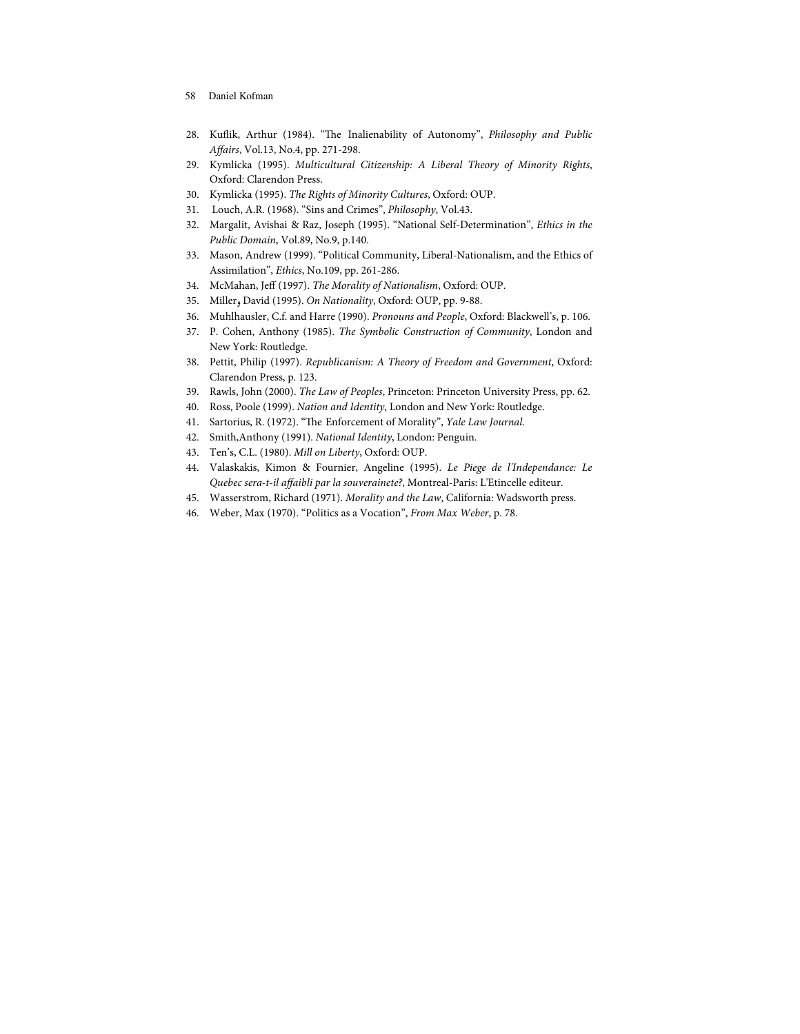28. Kuflik, Arthur (1984). "The Inalienability of Autonomy", *Philosophy and Public Affairs*, Vol.13, No.4, pp. 271-298.
29. Kymlicka (1995). *Multicultural Citizenship: A Liberal Theory of Minority Rights*, Oxford: Clarendon Press.
30. Kymlicka (1995). *The Rights of Minority Cultures*, Oxford: OUP.
31. Louch, A.R. (1968). "Sins and Crimes", *Philosophy*, Vol.43.
32. Margalit, Avishai & Raz, Joseph (1995). "National Self-Determination", *Ethics in the Public Domain*, Vol.89, No.9, p.140.
33. Mason, Andrew (1999). "Political Community, Liberal-Nationalism, and the Ethics of Assimilation", *Ethics*, No.109, pp. 261-286.
34. McMahan, Jeff (1997). *The Morality of Nationalism*, Oxford: OUP.
35. Miller، David (1995). *On Nationality*, Oxford: OUP, pp. 9-88.
36. Muhlhausler, C.f. and Harre (1990). *Pronouns and People*, Oxford: Blackwell's, p. 106.
37. P. Cohen, Anthony (1985). *The Symbolic Construction of Community*, London and New York: Routledge.
38. Pettit, Philip (1997). *Republicanism: A Theory of Freedom and Government*, Oxford: Clarendon Press, p. 123.
39. Rawls, John (2000). *The Law of Peoples*, Princeton: Princeton University Press, pp. 62.
40. Ross, Poole (1999). *Nation and Identity*, London and New York: Routledge.
41. Sartorius, R. (1972). "The Enforcement of Morality", *Yale Law Journal*.
42. Smith,Anthony (1991). *National Identity*, London: Penguin.
43. Ten's, C.L. (1980). *Mill on Liberty*, Oxford: OUP.
44. Valaskakis, Kimon & Fournier, Angeline (1995). *Le Piege de l'Independance: Le Quebec sera-t-il affaibli par la souverainete?*, Montreal-Paris: L'Etincelle editeur.
45. Wasserstrom, Richard (1971). *Morality and the Law*, California: Wadsworth press.
46. Weber, Max (1970). "Politics as a Vocation", *From Max Weber*, p. 78.